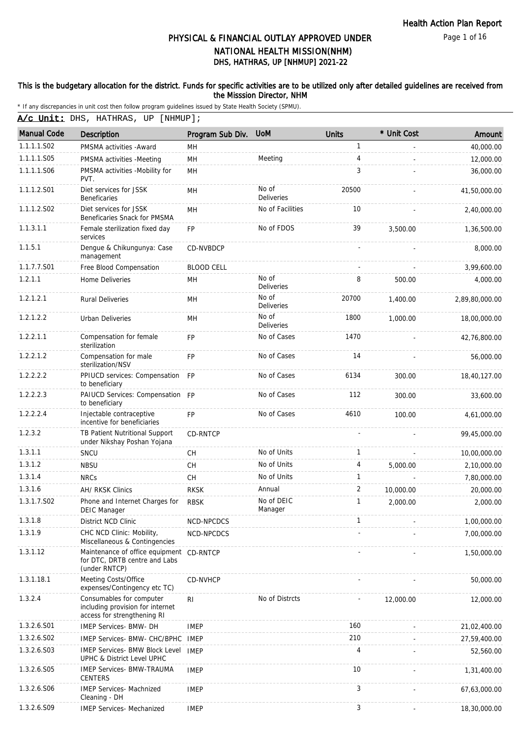Health Action Plan Report

# PHYSICAL & FINANCIAL OUTLAY APPROVED UNDER NATIONAL HEALTH MISSION(NHM)
## DHS, HATHRAS, UP [NHMUP] 2021-22

**This is the budgetary allocation for the district. Funds for specific activities are to be utilized only after detailed guidelines are received from the Misssion Director, NHM**

\* If any discrepancies in unit cost then follow program guidelines issued by State Health Society (SPMU).

**A/c Unit:** DHS, HATHRAS, UP [NHMUP];

| Manual Code | Description | Program Sub Div. | UoM | Units | * Unit Cost | Amount |
|---|---|---|---|---|---|---|
| 1.1.1.1.S02 | PMSMA activities -Award | MH | | 1 | - | 40,000.00 |
| 1.1.1.1.S05 | PMSMA activities -Meeting | MH | Meeting | 4 | - | 12,000.00 |
| 1.1.1.1.S06 | PMSMA activities -Mobility for PVT. | MH | | 3 | - | 36,000.00 |
| 1.1.1.2.S01 | Diet services for JSSK Beneficaries | MH | No of Deliveries | 20500 | - | 41,50,000.00 |
| 1.1.1.2.S02 | Diet services for JSSK Beneficaries Snack for PMSMA | MH | No of Facilities | 10 | - | 2,40,000.00 |
| 1.1.3.1.1 | Female sterilization fixed day services | FP | No of FDOS | 39 | 3,500.00 | 1,36,500.00 |
| 1.1.5.1 | Dengue & Chikungunya: Case management | CD-NVBDCP | | - | - | 8,000.00 |
| 1.1.7.7.S01 | Free Blood Compensation | BLOOD CELL | | - | - | 3,99,600.00 |
| 1.2.1.1 | Home Deliveries | MH | No of Deliveries | 8 | 500.00 | 4,000.00 |
| 1.2.1.2.1 | Rural Deliveries | MH | No of Deliveries | 20700 | 1,400.00 | 2,89,80,000.00 |
| 1.2.1.2.2 | Urban Deliveries | MH | No of Deliveries | 1800 | 1,000.00 | 18,00,000.00 |
| 1.2.2.1.1 | Compensation for female sterilization | FP | No of Cases | 1470 | - | 42,76,800.00 |
| 1.2.2.1.2 | Compensation for male sterilization/NSV | FP | No of Cases | 14 | - | 56,000.00 |
| 1.2.2.2.2 | PPIUCD services: Compensation to beneficiary | FP | No of Cases | 6134 | 300.00 | 18,40,127.00 |
| 1.2.2.2.3 | PAIUCD Services: Compensation to beneficiary | FP | No of Cases | 112 | 300.00 | 33,600.00 |
| 1.2.2.2.4 | Injectable contraceptive incentive for beneficiaries | FP | No of Cases | 4610 | 100.00 | 4,61,000.00 |
| 1.2.3.2 | TB Patient Nutritional Support under Nikshay Poshan Yojana | CD-RNTCP | | - | - | 99,45,000.00 |
| 1.3.1.1 | SNCU | CH | No of Units | 1 | - | 10,00,000.00 |
| 1.3.1.2 | NBSU | CH | No of Units | 4 | 5,000.00 | 2,10,000.00 |
| 1.3.1.4 | NRCs | CH | No of Units | 1 | - | 7,80,000.00 |
| 1.3.1.6 | AH/ RKSK Clinics | RKSK | Annual | 2 | 10,000.00 | 20,000.00 |
| 1.3.1.7.S02 | Phone and Internet Charges for DEIC Manager | RBSK | No of DEIC Manager | 1 | 2,000.00 | 2,000.00 |
| 1.3.1.8 | District NCD Clinic | NCD-NPCDCS | | 1 | - | 1,00,000.00 |
| 1.3.1.9 | CHC NCD Clinic: Mobility, Miscellaneous & Contingencies | NCD-NPCDCS | | - | - | 7,00,000.00 |
| 1.3.1.12 | Maintenance of office equipment for DTC, DRTB centre and Labs (under RNTCP) | CD-RNTCP | | - | - | 1,50,000.00 |
| 1.3.1.18.1 | Meeting Costs/Office expenses/Contingency etc TC) | CD-NVHCP | | - | - | 50,000.00 |
| 1.3.2.4 | Consumables for computer including provision for internet access for strengthening RI | RI | No of Distrcts | - | 12,000.00 | 12,000.00 |
| 1.3.2.6.S01 | IMEP Services- BMW- DH | IMEP | | 160 | - | 21,02,400.00 |
| 1.3.2.6.S02 | IMEP Services- BMW- CHC/BPHC | IMEP | | 210 | - | 27,59,400.00 |
| 1.3.2.6.S03 | IMEP Services- BMW Block Level UPHC & District Level UPHC | IMEP | | 4 | - | 52,560.00 |
| 1.3.2.6.S05 | IMEP Services- BMW-TRAUMA CENTERS | IMEP | | 10 | - | 1,31,400.00 |
| 1.3.2.6.S06 | IMEP Services- Machnized Cleaning - DH | IMEP | | 3 | - | 67,63,000.00 |
| 1.3.2.6.S09 | IMEP Services- Mechanized | IMEP | | 3 | - | 18,30,000.00 |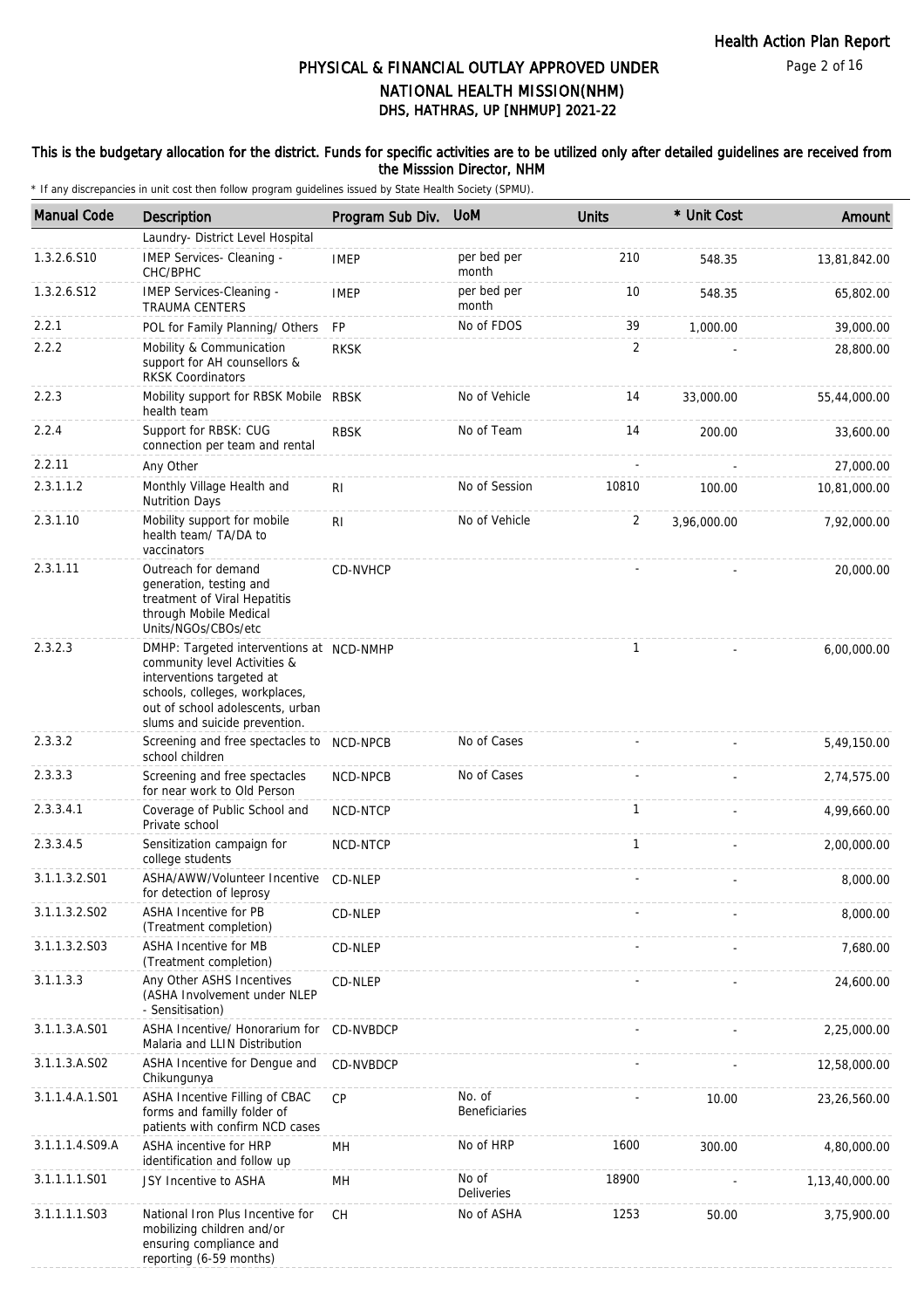# PHYSICAL & FINANCIAL OUTLAY APPROVED UNDER NATIONAL HEALTH MISSION(NHM)

## DHS, HATHRAS, UP [NHMUP] 2021-22

**This is the budgetary allocation for the district. Funds for specific activities are to be utilized only after detailed guidelines are received from the Misssion Director, NHM**

\* If any discrepancies in unit cost then follow program guidelines issued by State Health Society (SPMU).

| Manual Code | Description | Program Sub Div. | UoM | Units | * Unit Cost | Amount |
|---|---|---|---|---|---|---|
| | Laundry- District Level Hospital | | | | | |
| 1.3.2.6.S10 | IMEP Services- Cleaning - CHC/BPHC | IMEP | per bed per month | 210 | 548.35 | 13,81,842.00 |
| 1.3.2.6.S12 | IMEP Services-Cleaning - TRAUMA CENTERS | IMEP | per bed per month | 10 | 548.35 | 65,802.00 |
| 2.2.1 | POL for Family Planning/ Others | FP | No of FDOS | 39 | 1,000.00 | 39,000.00 |
| 2.2.2 | Mobility & Communication support for AH counsellors & RKSK Coordinators | RKSK | | 2 | - | 28,800.00 |
| 2.2.3 | Mobility support for RBSK Mobile health team | RBSK | No of Vehicle | 14 | 33,000.00 | 55,44,000.00 |
| 2.2.4 | Support for RBSK: CUG connection per team and rental | RBSK | No of Team | 14 | 200.00 | 33,600.00 |
| 2.2.11 | Any Other | | | - | - | 27,000.00 |
| 2.3.1.1.2 | Monthly Village Health and Nutrition Days | RI | No of Session | 10810 | 100.00 | 10,81,000.00 |
| 2.3.1.10 | Mobility support for mobile health team/ TA/DA to vaccinators | RI | No of Vehicle | 2 | 3,96,000.00 | 7,92,000.00 |
| 2.3.1.11 | Outreach for demand generation, testing and treatment of Viral Hepatitis through Mobile Medical Units/NGOs/CBOs/etc | CD-NVHCP | | - | - | 20,000.00 |
| 2.3.2.3 | DMHP: Targeted interventions at community level Activities & interventions targeted at schools, colleges, workplaces, out of school adolescents, urban slums and suicide prevention. | NCD-NMHP | | 1 | - | 6,00,000.00 |
| 2.3.3.2 | Screening and free spectacles to school children | NCD-NPCB | No of Cases | - | - | 5,49,150.00 |
| 2.3.3.3 | Screening and free spectacles for near work to Old Person | NCD-NPCB | No of Cases | - | - | 2,74,575.00 |
| 2.3.3.4.1 | Coverage of Public School and Private school | NCD-NTCP | | 1 | - | 4,99,660.00 |
| 2.3.3.4.5 | Sensitization campaign for college students | NCD-NTCP | | 1 | - | 2,00,000.00 |
| 3.1.1.3.2.S01 | ASHA/AWW/Volunteer Incentive for detection of leprosy | CD-NLEP | | - | - | 8,000.00 |
| 3.1.1.3.2.S02 | ASHA Incentive for PB (Treatment completion) | CD-NLEP | | - | - | 8,000.00 |
| 3.1.1.3.2.S03 | ASHA Incentive for MB (Treatment completion) | CD-NLEP | | - | - | 7,680.00 |
| 3.1.1.3.3 | Any Other ASHS Incentives (ASHA Involvement under NLEP - Sensitisation) | CD-NLEP | | - | - | 24,600.00 |
| 3.1.1.3.A.S01 | ASHA Incentive/ Honorarium for Malaria and LLIN Distribution | CD-NVBDCP | | - | - | 2,25,000.00 |
| 3.1.1.3.A.S02 | ASHA Incentive for Dengue and Chikungunya | CD-NVBDCP | | - | - | 12,58,000.00 |
| 3.1.1.4.A.1.S01 | ASHA Incentive Filling of CBAC forms and familly folder of patients with confirm NCD cases | CP | No. of Beneficiaries | - | 10.00 | 23,26,560.00 |
| 3.1.1.1.4.S09.A | ASHA incentive for HRP identification and follow up | MH | No of HRP | 1600 | 300.00 | 4,80,000.00 |
| 3.1.1.1.1.S01 | JSY Incentive to ASHA | MH | No of Deliveries | 18900 | - | 1,13,40,000.00 |
| 3.1.1.1.1.S03 | National Iron Plus Incentive for mobilizing children and/or ensuring compliance and reporting (6-59 months) | CH | No of ASHA | 1253 | 50.00 | 3,75,900.00 |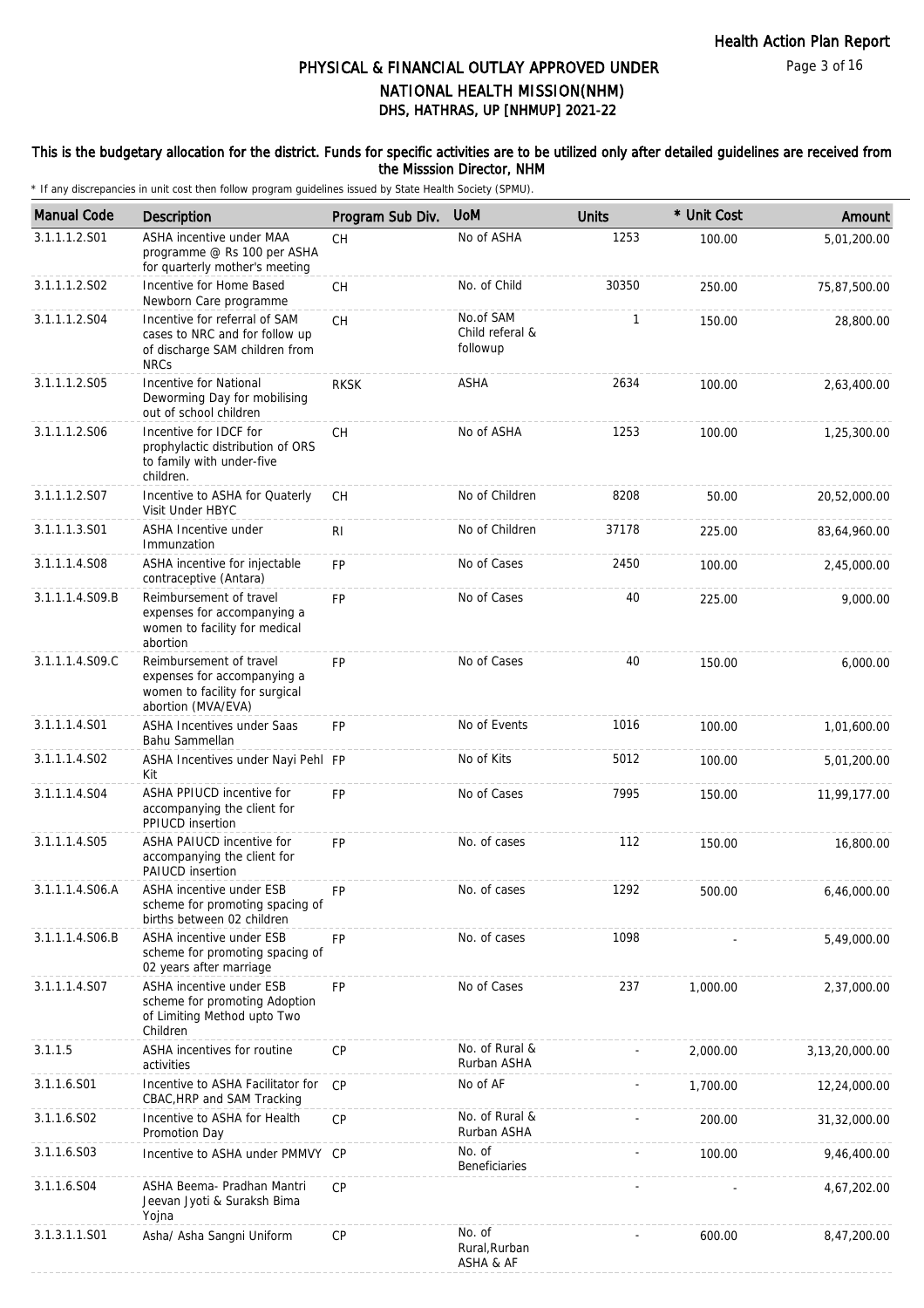# PHYSICAL & FINANCIAL OUTLAY APPROVED UNDER NATIONAL HEALTH MISSION(NHM)

## DHS, HATHRAS, UP [NHMUP] 2021-22

**This is the budgetary allocation for the district. Funds for specific activities are to be utilized only after detailed guidelines are received from the Misssion Director, NHM**

\* If any discrepancies in unit cost then follow program guidelines issued by State Health Society (SPMU).

| Manual Code | Description | Program Sub Div. | UoM | Units | * Unit Cost | Amount |
|---|---|---|---|---|---|---|
| 3.1.1.1.2.S01 | ASHA incentive under MAA programme @ Rs 100 per ASHA for quarterly mother's meeting | CH | No of ASHA | 1253 | 100.00 | 5,01,200.00 |
| 3.1.1.1.2.S02 | Incentive for Home Based Newborn Care programme | CH | No. of Child | 30350 | 250.00 | 75,87,500.00 |
| 3.1.1.1.2.S04 | Incentive for referral of SAM cases to NRC and for follow up of discharge SAM children from NRCs | CH | No.of SAM Child referal & followup | 1 | 150.00 | 28,800.00 |
| 3.1.1.1.2.S05 | Incentive for National Deworming Day for mobilising out of school children | RKSK | ASHA | 2634 | 100.00 | 2,63,400.00 |
| 3.1.1.1.2.S06 | Incentive for IDCF for prophylactic distribution of ORS to family with under-five children. | CH | No of ASHA | 1253 | 100.00 | 1,25,300.00 |
| 3.1.1.1.2.S07 | Incentive to ASHA for Quaterly Visit Under HBYC | CH | No of Children | 8208 | 50.00 | 20,52,000.00 |
| 3.1.1.1.3.S01 | ASHA Incentive under Immunzation | RI | No of Children | 37178 | 225.00 | 83,64,960.00 |
| 3.1.1.1.4.S08 | ASHA incentive for injectable contraceptive (Antara) | FP | No of Cases | 2450 | 100.00 | 2,45,000.00 |
| 3.1.1.1.4.S09.B | Reimbursement of travel expenses for accompanying a women to facility for medical abortion | FP | No of Cases | 40 | 225.00 | 9,000.00 |
| 3.1.1.1.4.S09.C | Reimbursement of travel expenses for accompanying a women to facility for surgical abortion (MVA/EVA) | FP | No of Cases | 40 | 150.00 | 6,000.00 |
| 3.1.1.1.4.S01 | ASHA Incentives under Saas Bahu Sammellan | FP | No of Events | 1016 | 100.00 | 1,01,600.00 |
| 3.1.1.1.4.S02 | ASHA Incentives under Nayi Pehl Kit | FP | No of Kits | 5012 | 100.00 | 5,01,200.00 |
| 3.1.1.1.4.S04 | ASHA PPIUCD incentive for accompanying the client for PPIUCD insertion | FP | No of Cases | 7995 | 150.00 | 11,99,177.00 |
| 3.1.1.1.4.S05 | ASHA PAIUCD incentive for accompanying the client for PAIUCD insertion | FP | No. of cases | 112 | 150.00 | 16,800.00 |
| 3.1.1.1.4.S06.A | ASHA incentive under ESB scheme for promoting spacing of births between 02 children | FP | No. of cases | 1292 | 500.00 | 6,46,000.00 |
| 3.1.1.1.4.S06.B | ASHA incentive under ESB scheme for promoting spacing of 02 years after marriage | FP | No. of cases | 1098 | - | 5,49,000.00 |
| 3.1.1.1.4.S07 | ASHA incentive under ESB scheme for promoting Adoption of Limiting Method upto Two Children | FP | No of Cases | 237 | 1,000.00 | 2,37,000.00 |
| 3.1.1.5 | ASHA incentives for routine activities | CP | No. of Rural & Rurban ASHA | - | 2,000.00 | 3,13,20,000.00 |
| 3.1.1.6.S01 | Incentive to ASHA Facilitator for CBAC,HRP and SAM Tracking | CP | No of AF | - | 1,700.00 | 12,24,000.00 |
| 3.1.1.6.S02 | Incentive to ASHA for Health Promotion Day | CP | No. of Rural & Rurban ASHA | - | 200.00 | 31,32,000.00 |
| 3.1.1.6.S03 | Incentive to ASHA under PMMVY | CP | No. of Beneficiaries | - | 100.00 | 9,46,400.00 |
| 3.1.1.6.S04 | ASHA Beema- Pradhan Mantri Jeevan Jyoti & Suraksh Bima Yojna | CP | | - | - | 4,67,202.00 |
| 3.1.3.1.1.S01 | Asha/ Asha Sangni Uniform | CP | No. of Rural,Rurban ASHA & AF | - | 600.00 | 8,47,200.00 |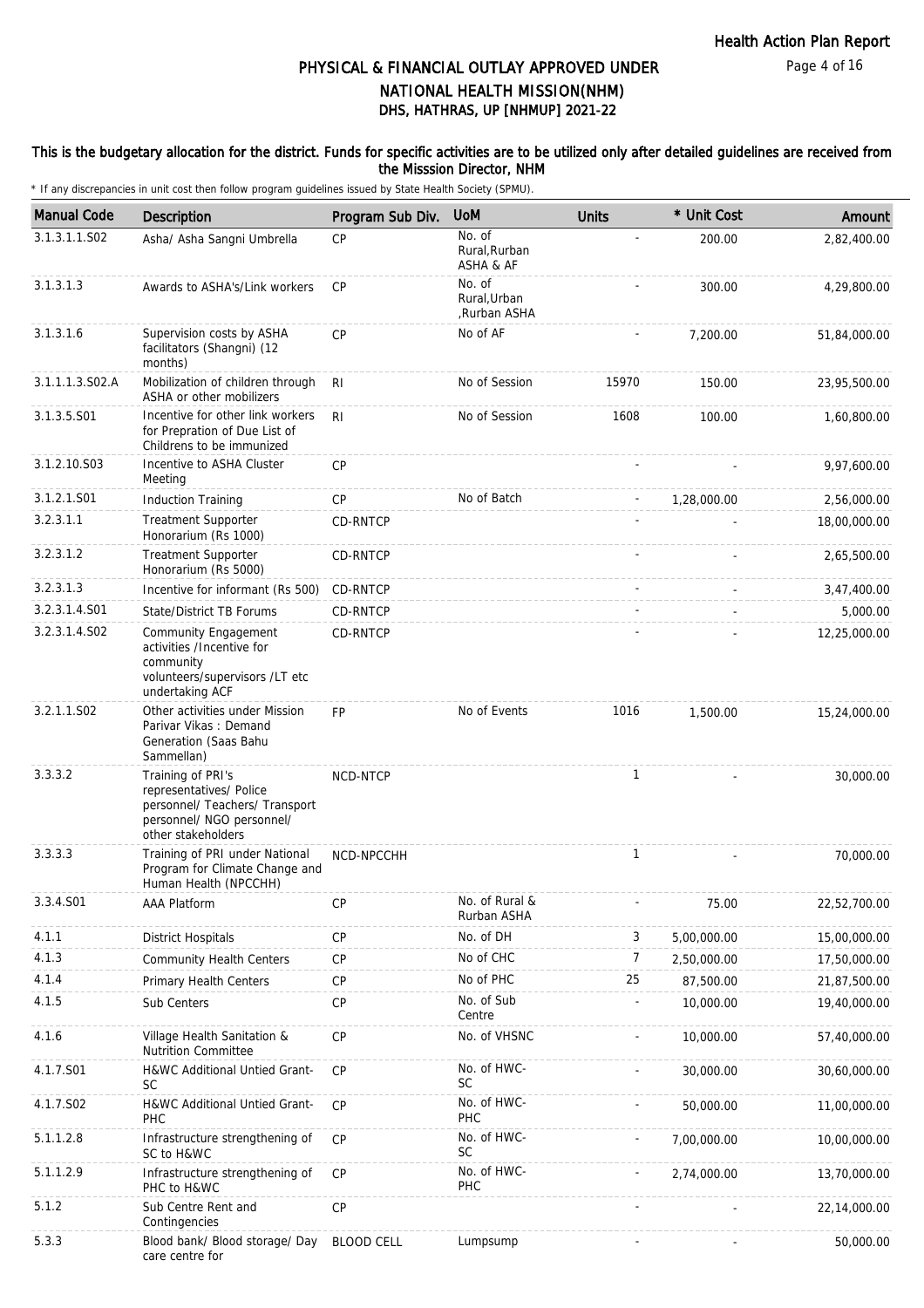# PHYSICAL & FINANCIAL OUTLAY APPROVED UNDER NATIONAL HEALTH MISSION(NHM)

## DHS, HATHRAS, UP [NHMUP] 2021-22

**This is the budgetary allocation for the district. Funds for specific activities are to be utilized only after detailed guidelines are received from the Misssion Director, NHM**

\* If any discrepancies in unit cost then follow program guidelines issued by State Health Society (SPMU).

| Manual Code | Description | Program Sub Div. | UoM | Units | * Unit Cost | Amount |
|---|---|---|---|---|---|---|
| 3.1.3.1.1.S02 | Asha/ Asha Sangni Umbrella | CP | No. of Rural,Rurban ASHA & AF | - | 200.00 | 2,82,400.00 |
| 3.1.3.1.3 | Awards to ASHA's/Link workers | CP | No. of Rural,Urban ,Rurban ASHA | - | 300.00 | 4,29,800.00 |
| 3.1.3.1.6 | Supervision costs by ASHA facilitators (Shangni) (12 months) | CP | No of AF | - | 7,200.00 | 51,84,000.00 |
| 3.1.1.1.3.S02.A | Mobilization of children through ASHA or other mobilizers | RI | No of Session | 15970 | 150.00 | 23,95,500.00 |
| 3.1.3.5.S01 | Incentive for other link workers for Prepration of Due List of Childrens to be immunized | RI | No of Session | 1608 | 100.00 | 1,60,800.00 |
| 3.1.2.10.S03 | Incentive to ASHA Cluster Meeting | CP | | - | - | 9,97,600.00 |
| 3.1.2.1.S01 | Induction Training | CP | No of Batch | - | 1,28,000.00 | 2,56,000.00 |
| 3.2.3.1.1 | Treatment Supporter Honorarium (Rs 1000) | CD-RNTCP | | - | - | 18,00,000.00 |
| 3.2.3.1.2 | Treatment Supporter Honorarium (Rs 5000) | CD-RNTCP | | - | - | 2,65,500.00 |
| 3.2.3.1.3 | Incentive for informant (Rs 500) | CD-RNTCP | | - | - | 3,47,400.00 |
| 3.2.3.1.4.S01 | State/District TB Forums | CD-RNTCP | | - | - | 5,000.00 |
| 3.2.3.1.4.S02 | Community Engagement activities /Incentive for community volunteers/supervisors /LT etc undertaking ACF | CD-RNTCP | | - | - | 12,25,000.00 |
| 3.2.1.1.S02 | Other activities under Mission Parivar Vikas : Demand Generation (Saas Bahu Sammellan) | FP | No of Events | 1016 | 1,500.00 | 15,24,000.00 |
| 3.3.3.2 | Training of PRI's representatives/ Police personnel/ Teachers/ Transport personnel/ NGO personnel/ other stakeholders | NCD-NTCP | | 1 | - | 30,000.00 |
| 3.3.3.3 | Training of PRI under National Program for Climate Change and Human Health (NPCCHH) | NCD-NPCCHH | | 1 | - | 70,000.00 |
| 3.3.4.S01 | AAA Platform | CP | No. of Rural & Rurban ASHA | - | 75.00 | 22,52,700.00 |
| 4.1.1 | District Hospitals | CP | No. of DH | 3 | 5,00,000.00 | 15,00,000.00 |
| 4.1.3 | Community Health Centers | CP | No of CHC | 7 | 2,50,000.00 | 17,50,000.00 |
| 4.1.4 | Primary Health Centers | CP | No of PHC | 25 | 87,500.00 | 21,87,500.00 |
| 4.1.5 | Sub Centers | CP | No. of Sub Centre | - | 10,000.00 | 19,40,000.00 |
| 4.1.6 | Village Health Sanitation & Nutrition Committee | CP | No. of VHSNC | - | 10,000.00 | 57,40,000.00 |
| 4.1.7.S01 | H&WC Additional Untied Grant-SC | CP | No. of HWC-SC | - | 30,000.00 | 30,60,000.00 |
| 4.1.7.S02 | H&WC Additional Untied Grant-PHC | CP | No. of HWC-PHC | - | 50,000.00 | 11,00,000.00 |
| 5.1.1.2.8 | Infrastructure strengthening of SC to H&WC | CP | No. of HWC-SC | - | 7,00,000.00 | 10,00,000.00 |
| 5.1.1.2.9 | Infrastructure strengthening of PHC to H&WC | CP | No. of HWC-PHC | - | 2,74,000.00 | 13,70,000.00 |
| 5.1.2 | Sub Centre Rent and Contingencies | CP | | - | - | 22,14,000.00 |
| 5.3.3 | Blood bank/ Blood storage/ Day care centre for | BLOOD CELL | Lumpsump | - | - | 50,000.00 |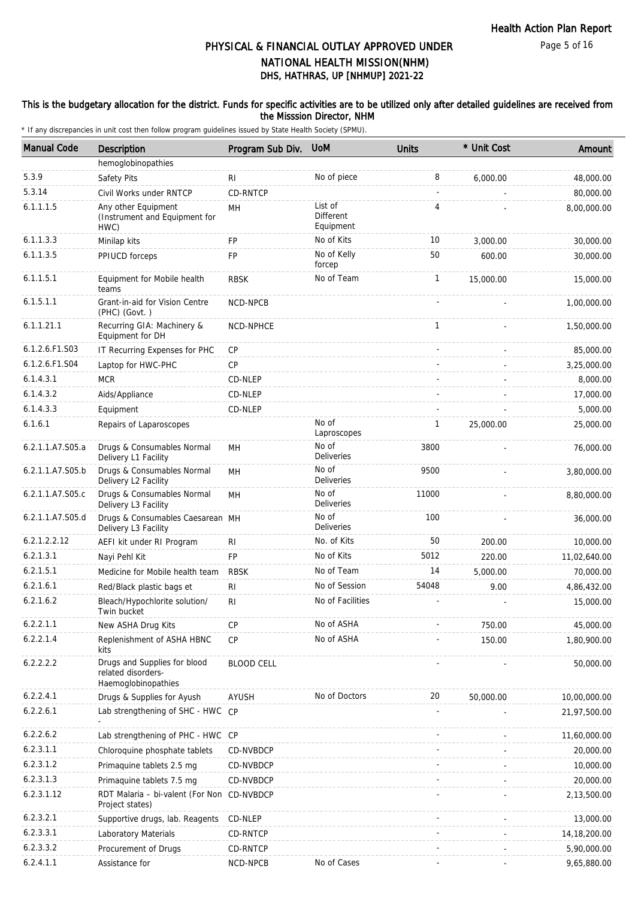# PHYSICAL & FINANCIAL OUTLAY APPROVED UNDER NATIONAL HEALTH MISSION(NHM)
## DHS, HATHRAS, UP [NHMUP] 2021-22

**This is the budgetary allocation for the district. Funds for specific activities are to be utilized only after detailed guidelines are received from the Misssion Director, NHM**

\* If any discrepancies in unit cost then follow program guidelines issued by State Health Society (SPMU).

| Manual Code | Description | Program Sub Div. | UoM | Units | * Unit Cost | Amount |
|---|---|---|---|---|---|---|
| | hemoglobinopathies | | | | | |
| 5.3.9 | Safety Pits | RI | No of piece | 8 | 6,000.00 | 48,000.00 |
| 5.3.14 | Civil Works under RNTCP | CD-RNTCP | | - | - | 80,000.00 |
| 6.1.1.1.5 | Any other Equipment (Instrument and Equipment for HWC) | MH | List of Different Equipment | 4 | - | 8,00,000.00 |
| 6.1.1.3.3 | Minilap kits | FP | No of Kits | 10 | 3,000.00 | 30,000.00 |
| 6.1.1.3.5 | PPIUCD forceps | FP | No of Kelly forcep | 50 | 600.00 | 30,000.00 |
| 6.1.1.5.1 | Equipment for Mobile health teams | RBSK | No of Team | 1 | 15,000.00 | 15,000.00 |
| 6.1.5.1.1 | Grant-in-aid for Vision Centre (PHC) (Govt. ) | NCD-NPCB | | - | - | 1,00,000.00 |
| 6.1.1.21.1 | Recurring GIA: Machinery & Equipment for DH | NCD-NPHCE | | 1 | - | 1,50,000.00 |
| 6.1.2.6.F1.S03 | IT Recurring Expenses for PHC | CP | | - | - | 85,000.00 |
| 6.1.2.6.F1.S04 | Laptop for HWC-PHC | CP | | - | - | 3,25,000.00 |
| 6.1.4.3.1 | MCR | CD-NLEP | | - | - | 8,000.00 |
| 6.1.4.3.2 | Aids/Appliance | CD-NLEP | | - | - | 17,000.00 |
| 6.1.4.3.3 | Equipment | CD-NLEP | | - | - | 5,000.00 |
| 6.1.6.1 | Repairs of Laparoscopes | | No of Laproscopes | 1 | 25,000.00 | 25,000.00 |
| 6.2.1.1.A7.S05.a | Drugs & Consumables Normal Delivery L1 Facility | MH | No of Deliveries | 3800 | - | 76,000.00 |
| 6.2.1.1.A7.S05.b | Drugs & Consumables Normal Delivery L2 Facility | MH | No of Deliveries | 9500 | - | 3,80,000.00 |
| 6.2.1.1.A7.S05.c | Drugs & Consumables Normal Delivery L3 Facility | MH | No of Deliveries | 11000 | - | 8,80,000.00 |
| 6.2.1.1.A7.S05.d | Drugs & Consumables Caesarean Delivery L3 Facility | MH | No of Deliveries | 100 | - | 36,000.00 |
| 6.2.1.2.2.12 | AEFI kit under RI Program | RI | No. of Kits | 50 | 200.00 | 10,000.00 |
| 6.2.1.3.1 | Nayi Pehl Kit | FP | No of Kits | 5012 | 220.00 | 11,02,640.00 |
| 6.2.1.5.1 | Medicine for Mobile health team | RBSK | No of Team | 14 | 5,000.00 | 70,000.00 |
| 6.2.1.6.1 | Red/Black plastic bags et | RI | No of Session | 54048 | 9.00 | 4,86,432.00 |
| 6.2.1.6.2 | Bleach/Hypochlorite solution/ Twin bucket | RI | No of Facilities | - | - | 15,000.00 |
| 6.2.2.1.1 | New ASHA Drug Kits | CP | No of ASHA | - | 750.00 | 45,000.00 |
| 6.2.2.1.4 | Replenishment of ASHA HBNC kits | CP | No of ASHA | - | 150.00 | 1,80,900.00 |
| 6.2.2.2.2 | Drugs and Supplies for blood related disorders-Haemoglobinopathies | BLOOD CELL | | - | - | 50,000.00 |
| 6.2.2.4.1 | Drugs & Supplies for Ayush | AYUSH | No of Doctors | 20 | 50,000.00 | 10,00,000.00 |
| 6.2.2.6.1 | Lab strengthening of SHC - HWC - | CP | | - | - | 21,97,500.00 |
| 6.2.2.6.2 | Lab strengthening of PHC - HWC | CP | | - | - | 11,60,000.00 |
| 6.2.3.1.1 | Chloroquine phosphate tablets | CD-NVBDCP | | - | - | 20,000.00 |
| 6.2.3.1.2 | Primaquine tablets 2.5 mg | CD-NVBDCP | | - | - | 10,000.00 |
| 6.2.3.1.3 | Primaquine tablets 7.5 mg | CD-NVBDCP | | - | - | 20,000.00 |
| 6.2.3.1.12 | RDT Malaria – bi-valent (For Non Project states) | CD-NVBDCP | | - | - | 2,13,500.00 |
| 6.2.3.2.1 | Supportive drugs, lab. Reagents | CD-NLEP | | - | - | 13,000.00 |
| 6.2.3.3.1 | Laboratory Materials | CD-RNTCP | | - | - | 14,18,200.00 |
| 6.2.3.3.2 | Procurement of Drugs | CD-RNTCP | | - | - | 5,90,000.00 |
| 6.2.4.1.1 | Assistance for | NCD-NPCB | No of Cases | - | - | 9,65,880.00 |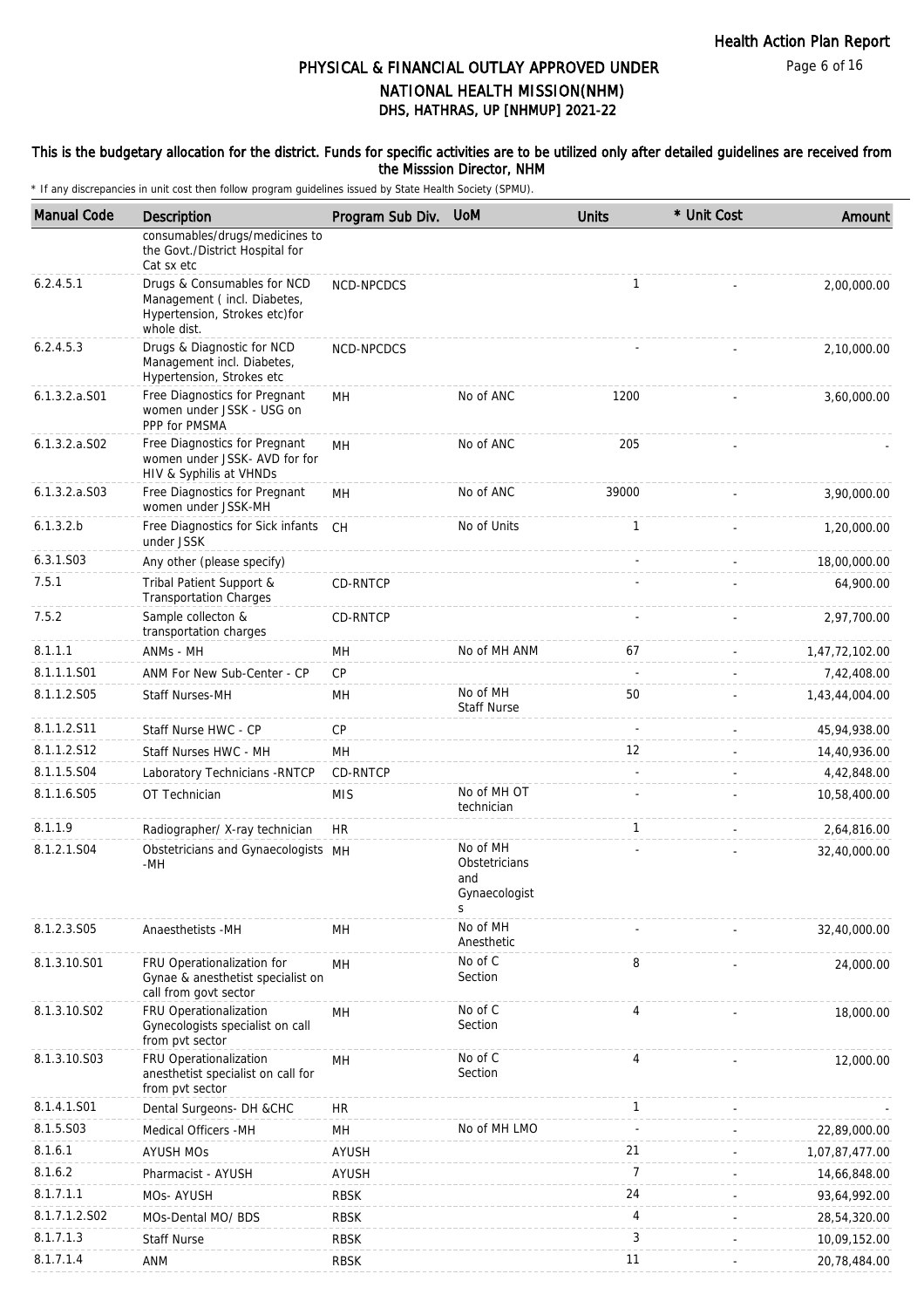# PHYSICAL & FINANCIAL OUTLAY APPROVED UNDER NATIONAL HEALTH MISSION(NHM)
## DHS, HATHRAS, UP [NHMUP] 2021-22

**This is the budgetary allocation for the district. Funds for specific activities are to be utilized only after detailed guidelines are received from the Misssion Director, NHM**

\* If any discrepancies in unit cost then follow program guidelines issued by State Health Society (SPMU).

| Manual Code | Description | Program Sub Div. | UoM | Units | * Unit Cost | Amount |
|---|---|---|---|---|---|---|
| | consumables/drugs/medicines to the Govt./District Hospital for Cat sx etc | | | | | |
| 6.2.4.5.1 | Drugs & Consumables for NCD Management ( incl. Diabetes, Hypertension, Strokes etc)for whole dist. | NCD-NPCDCS | | 1 | - | 2,00,000.00 |
| 6.2.4.5.3 | Drugs & Diagnostic for NCD Management incl. Diabetes, Hypertension, Strokes etc | NCD-NPCDCS | | - | - | 2,10,000.00 |
| 6.1.3.2.a.S01 | Free Diagnostics for Pregnant women under JSSK - USG on PPP for PMSMA | MH | No of ANC | 1200 | - | 3,60,000.00 |
| 6.1.3.2.a.S02 | Free Diagnostics for Pregnant women under JSSK- AVD for for HIV & Syphilis at VHNDs | MH | No of ANC | 205 | - | - |
| 6.1.3.2.a.S03 | Free Diagnostics for Pregnant women under JSSK-MH | MH | No of ANC | 39000 | - | 3,90,000.00 |
| 6.1.3.2.b | Free Diagnostics for Sick infants under JSSK | CH | No of Units | 1 | - | 1,20,000.00 |
| 6.3.1.S03 | Any other (please specify) | | | - | - | 18,00,000.00 |
| 7.5.1 | Tribal Patient Support & Transportation Charges | CD-RNTCP | | - | - | 64,900.00 |
| 7.5.2 | Sample collecton & transportation charges | CD-RNTCP | | - | - | 2,97,700.00 |
| 8.1.1.1 | ANMs - MH | MH | No of MH ANM | 67 | - | 1,47,72,102.00 |
| 8.1.1.1.S01 | ANM For New Sub-Center - CP | CP | | - | - | 7,42,408.00 |
| 8.1.1.2.S05 | Staff Nurses-MH | MH | No of MH Staff Nurse | 50 | - | 1,43,44,004.00 |
| 8.1.1.2.S11 | Staff Nurse HWC - CP | CP | | - | - | 45,94,938.00 |
| 8.1.1.2.S12 | Staff Nurses HWC - MH | MH | | 12 | - | 14,40,936.00 |
| 8.1.1.5.S04 | Laboratory Technicians -RNTCP | CD-RNTCP | | - | - | 4,42,848.00 |
| 8.1.1.6.S05 | OT Technician | MIS | No of MH OT technician | - | - | 10,58,400.00 |
| 8.1.1.9 | Radiographer/ X-ray technician | HR | | 1 | - | 2,64,816.00 |
| 8.1.2.1.S04 | Obstetricians and Gynaecologists -MH | MH | No of MH Obstetricians and Gynaecologists | - | - | 32,40,000.00 |
| 8.1.2.3.S05 | Anaesthetists -MH | MH | No of MH Anesthetic | - | - | 32,40,000.00 |
| 8.1.3.10.S01 | FRU Operationalization for Gynae & anesthetist specialist on call from govt sector | MH | No of C Section | 8 | - | 24,000.00 |
| 8.1.3.10.S02 | FRU Operationalization Gynecologists specialist on call from pvt sector | MH | No of C Section | 4 | - | 18,000.00 |
| 8.1.3.10.S03 | FRU Operationalization anesthetist specialist on call for from pvt sector | MH | No of C Section | 4 | - | 12,000.00 |
| 8.1.4.1.S01 | Dental Surgeons- DH &CHC | HR | | 1 | - | - |
| 8.1.5.S03 | Medical Officers -MH | MH | No of MH LMO | - | - | 22,89,000.00 |
| 8.1.6.1 | AYUSH MOs | AYUSH | | 21 | - | 1,07,87,477.00 |
| 8.1.6.2 | Pharmacist - AYUSH | AYUSH | | 7 | - | 14,66,848.00 |
| 8.1.7.1.1 | MOs- AYUSH | RBSK | | 24 | - | 93,64,992.00 |
| 8.1.7.1.2.S02 | MOs-Dental MO/ BDS | RBSK | | 4 | - | 28,54,320.00 |
| 8.1.7.1.3 | Staff Nurse | RBSK | | 3 | - | 10,09,152.00 |
| 8.1.7.1.4 | ANM | RBSK | | 11 | - | 20,78,484.00 |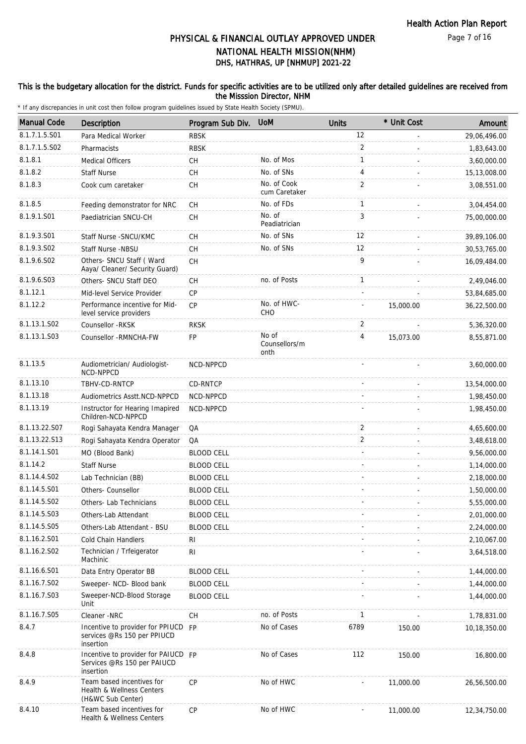# PHYSICAL & FINANCIAL OUTLAY APPROVED UNDER NATIONAL HEALTH MISSION(NHM)

## DHS, HATHRAS, UP [NHMUP] 2021-22

**This is the budgetary allocation for the district. Funds for specific activities are to be utilized only after detailed guidelines are received from the Misssion Director, NHM**

\* If any discrepancies in unit cost then follow program guidelines issued by State Health Society (SPMU).

| Manual Code | Description | Program Sub Div. | UoM | Units | * Unit Cost | Amount |
|---|---|---|---|---|---|---|
| 8.1.7.1.5.S01 | Para Medical Worker | RBSK | | 12 | - | 29,06,496.00 |
| 8.1.7.1.5.S02 | Pharmacists | RBSK | | 2 | - | 1,83,643.00 |
| 8.1.8.1 | Medical Officers | CH | No. of Mos | 1 | - | 3,60,000.00 |
| 8.1.8.2 | Staff Nurse | CH | No. of SNs | 4 | - | 15,13,008.00 |
| 8.1.8.3 | Cook cum caretaker | CH | No. of Cook cum Caretaker | 2 | - | 3,08,551.00 |
| 8.1.8.5 | Feeding demonstrator for NRC | CH | No. of FDs | 1 | - | 3,04,454.00 |
| 8.1.9.1.S01 | Paediatrician SNCU-CH | CH | No. of Peadiatrician | 3 | - | 75,00,000.00 |
| 8.1.9.3.S01 | Staff Nurse -SNCU/KMC | CH | No. of SNs | 12 | - | 39,89,106.00 |
| 8.1.9.3.S02 | Staff Nurse -NBSU | CH | No. of SNs | 12 | - | 30,53,765.00 |
| 8.1.9.6.S02 | Others- SNCU Staff ( Ward Aaya/ Cleaner/ Security Guard) | CH | | 9 | - | 16,09,484.00 |
| 8.1.9.6.S03 | Others- SNCU Staff DEO | CH | no. of Posts | 1 | - | 2,49,046.00 |
| 8.1.12.1 | Mid-level Service Provider | CP | | - | - | 53,84,685.00 |
| 8.1.12.2 | Performance incentive for Mid-level service providers | CP | No. of HWC-CHO | - | 15,000.00 | 36,22,500.00 |
| 8.1.13.1.S02 | Counsellor -RKSK | RKSK | | 2 | - | 5,36,320.00 |
| 8.1.13.1.S03 | Counsellor -RMNCHA-FW | FP | No of Counsellors/month | 4 | 15,073.00 | 8,55,871.00 |
| 8.1.13.5 | Audiometrician/ Audiologist-NCD-NPPCD | NCD-NPPCD | | - | - | 3,60,000.00 |
| 8.1.13.10 | TBHV-CD-RNTCP | CD-RNTCP | | - | - | 13,54,000.00 |
| 8.1.13.18 | Audiometrics Asstt.NCD-NPPCD | NCD-NPPCD | | - | - | 1,98,450.00 |
| 8.1.13.19 | Instructor for Hearing Imapired Children-NCD-NPPCD | NCD-NPPCD | | - | - | 1,98,450.00 |
| 8.1.13.22.S07 | Rogi Sahayata Kendra Manager | QA | | 2 | - | 4,65,600.00 |
| 8.1.13.22.S13 | Rogi Sahayata Kendra Operator | QA | | 2 | - | 3,48,618.00 |
| 8.1.14.1.S01 | MO (Blood Bank) | BLOOD CELL | | - | - | 9,56,000.00 |
| 8.1.14.2 | Staff Nurse | BLOOD CELL | | - | - | 1,14,000.00 |
| 8.1.14.4.S02 | Lab Technician (BB) | BLOOD CELL | | - | - | 2,18,000.00 |
| 8.1.14.5.S01 | Others- Counsellor | BLOOD CELL | | - | - | 1,50,000.00 |
| 8.1.14.5.S02 | Others- Lab Technicians | BLOOD CELL | | - | - | 5,55,000.00 |
| 8.1.14.5.S03 | Others-Lab Attendant | BLOOD CELL | | - | - | 2,01,000.00 |
| 8.1.14.5.S05 | Others-Lab Attendant - BSU | BLOOD CELL | | - | - | 2,24,000.00 |
| 8.1.16.2.S01 | Cold Chain Handlers | RI | | - | - | 2,10,067.00 |
| 8.1.16.2.S02 | Technician / Trfeigerator Machinic | RI | | - | - | 3,64,518.00 |
| 8.1.16.6.S01 | Data Entry Operator BB | BLOOD CELL | | - | - | 1,44,000.00 |
| 8.1.16.7.S02 | Sweeper- NCD- Blood bank | BLOOD CELL | | - | - | 1,44,000.00 |
| 8.1.16.7.S03 | Sweeper-NCD-Blood Storage Unit | BLOOD CELL | | - | - | 1,44,000.00 |
| 8.1.16.7.S05 | Cleaner -NRC | CH | no. of Posts | 1 | - | 1,78,831.00 |
| 8.4.7 | Incentive to provider for PPIUCD services @Rs 150 per PPIUCD insertion | FP | No of Cases | 6789 | 150.00 | 10,18,350.00 |
| 8.4.8 | Incentive to provider for PAIUCD Services @Rs 150 per PAIUCD insertion | FP | No of Cases | 112 | 150.00 | 16,800.00 |
| 8.4.9 | Team based incentives for Health & Wellness Centers (H&WC Sub Center) | CP | No of HWC | - | 11,000.00 | 26,56,500.00 |
| 8.4.10 | Team based incentives for Health & Wellness Centers | CP | No of HWC | - | 11,000.00 | 12,34,750.00 |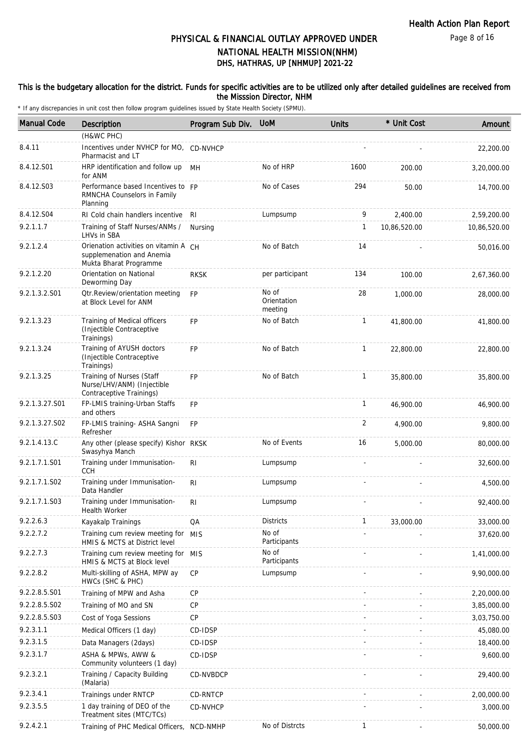# PHYSICAL & FINANCIAL OUTLAY APPROVED UNDER NATIONAL HEALTH MISSION(NHM)

## DHS, HATHRAS, UP [NHMUP] 2021-22

**This is the budgetary allocation for the district. Funds for specific activities are to be utilized only after detailed guidelines are received from the Misssion Director, NHM**

\* If any discrepancies in unit cost then follow program guidelines issued by State Health Society (SPMU).

| Manual Code | Description | Program Sub Div. | UoM | Units | * Unit Cost | Amount |
|---|---|---|---|---|---|---|
| | (H&WC PHC) | | | | | |
| 8.4.11 | Incentives under NVHCP for MO, Pharmacist and LT | CD-NVHCP | | - | - | 22,200.00 |
| 8.4.12.S01 | HRP identification and follow up for ANM | MH | No of HRP | 1600 | 200.00 | 3,20,000.00 |
| 8.4.12.S03 | Performance based Incentives to RMNCHA Counselors in Family Planning | FP | No of Cases | 294 | 50.00 | 14,700.00 |
| 8.4.12.S04 | RI Cold chain handlers incentive | RI | Lumpsump | 9 | 2,400.00 | 2,59,200.00 |
| 9.2.1.1.7 | Training of Staff Nurses/ANMs / LHVs in SBA | Nursing | | 1 | 10,86,520.00 | 10,86,520.00 |
| 9.2.1.2.4 | Orienation activities on vitamin A supplemenation and Anemia Mukta Bharat Programme | CH | No of Batch | 14 | - | 50,016.00 |
| 9.2.1.2.20 | Orientation on National Deworming Day | RKSK | per participant | 134 | 100.00 | 2,67,360.00 |
| 9.2.1.3.2.S01 | Qtr.Review/orientation meeting at Block Level for ANM | FP | No of Orientation meeting | 28 | 1,000.00 | 28,000.00 |
| 9.2.1.3.23 | Training of Medical officers (Injectible Contraceptive Trainings) | FP | No of Batch | 1 | 41,800.00 | 41,800.00 |
| 9.2.1.3.24 | Training of AYUSH doctors (Injectible Contraceptive Trainings) | FP | No of Batch | 1 | 22,800.00 | 22,800.00 |
| 9.2.1.3.25 | Training of Nurses (Staff Nurse/LHV/ANM) (Injectible Contraceptive Trainings) | FP | No of Batch | 1 | 35,800.00 | 35,800.00 |
| 9.2.1.3.27.S01 | FP-LMIS training-Urban Staffs and others | FP | | 1 | 46,900.00 | 46,900.00 |
| 9.2.1.3.27.S02 | FP-LMIS training- ASHA Sangni Refresher | FP | | 2 | 4,900.00 | 9,800.00 |
| 9.2.1.4.13.C | Any other (please specify) Kishor Swasyhya Manch | RKSK | No of Events | 16 | 5,000.00 | 80,000.00 |
| 9.2.1.7.1.S01 | Training under Immunisation-CCH | RI | Lumpsump | - | - | 32,600.00 |
| 9.2.1.7.1.S02 | Training under Immunisation-Data Handler | RI | Lumpsump | - | - | 4,500.00 |
| 9.2.1.7.1.S03 | Training under Immunisation-Health Worker | RI | Lumpsump | - | - | 92,400.00 |
| 9.2.2.6.3 | Kayakalp Trainings | QA | Districts | 1 | 33,000.00 | 33,000.00 |
| 9.2.2.7.2 | Training cum review meeting for HMIS & MCTS at District level | MIS | No of Participants | - | - | 37,620.00 |
| 9.2.2.7.3 | Training cum review meeting for HMIS & MCTS at Block level | MIS | No of Participants | - | - | 1,41,000.00 |
| 9.2.2.8.2 | Multi-skilling of ASHA, MPW ay HWCs (SHC & PHC) | CP | Lumpsump | - | - | 9,90,000.00 |
| 9.2.2.8.5.S01 | Training of MPW and Asha | CP | | - | - | 2,20,000.00 |
| 9.2.2.8.5.S02 | Training of MO and SN | CP | | - | - | 3,85,000.00 |
| 9.2.2.8.5.S03 | Cost of Yoga Sessions | CP | | - | - | 3,03,750.00 |
| 9.2.3.1.1 | Medical Officers (1 day) | CD-IDSP | | - | - | 45,080.00 |
| 9.2.3.1.5 | Data Managers (2days) | CD-IDSP | | - | - | 18,400.00 |
| 9.2.3.1.7 | ASHA & MPWs, AWW & Community volunteers (1 day) | CD-IDSP | | - | - | 9,600.00 |
| 9.2.3.2.1 | Training / Capacity Building (Malaria) | CD-NVBDCP | | - | - | 29,400.00 |
| 9.2.3.4.1 | Trainings under RNTCP | CD-RNTCP | | - | - | 2,00,000.00 |
| 9.2.3.5.5 | 1 day training of DEO of the Treatment sites (MTC/TCs) | CD-NVHCP | | - | - | 3,000.00 |
| 9.2.4.2.1 | Training of PHC Medical Officers, | NCD-NMHP | No of Distrcts | 1 | - | 50,000.00 |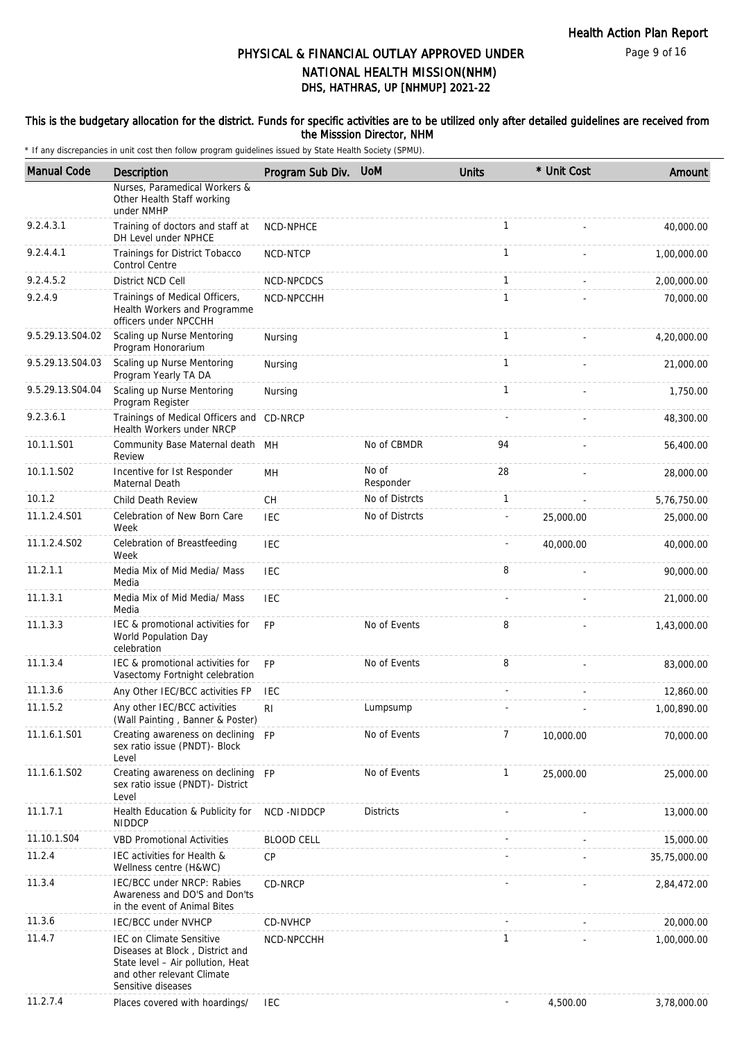# PHYSICAL & FINANCIAL OUTLAY APPROVED UNDER NATIONAL HEALTH MISSION(NHM)
## DHS, HATHRAS, UP [NHMUP] 2021-22

**This is the budgetary allocation for the district. Funds for specific activities are to be utilized only after detailed guidelines are received from the Misssion Director, NHM**

\* If any discrepancies in unit cost then follow program guidelines issued by State Health Society (SPMU).

| Manual Code | Description | Program Sub Div. | UoM | Units | * Unit Cost | Amount |
|---|---|---|---|---|---|---|
| | Nurses, Paramedical Workers & Other Health Staff working under NMHP | | | | | |
| 9.2.4.3.1 | Training of doctors and staff at DH Level under NPHCE | NCD-NPHCE | | 1 | - | 40,000.00 |
| 9.2.4.4.1 | Trainings for District Tobacco Control Centre | NCD-NTCP | | 1 | - | 1,00,000.00 |
| 9.2.4.5.2 | District NCD Cell | NCD-NPCDCS | | 1 | - | 2,00,000.00 |
| 9.2.4.9 | Trainings of Medical Officers, Health Workers and Programme officers under NPCCHH | NCD-NPCCHH | | 1 | - | 70,000.00 |
| 9.5.29.13.S04.02 | Scaling up Nurse Mentoring Program Honorarium | Nursing | | 1 | - | 4,20,000.00 |
| 9.5.29.13.S04.03 | Scaling up Nurse Mentoring Program Yearly TA DA | Nursing | | 1 | - | 21,000.00 |
| 9.5.29.13.S04.04 | Scaling up Nurse Mentoring Program Register | Nursing | | 1 | - | 1,750.00 |
| 9.2.3.6.1 | Trainings of Medical Officers and Health Workers under NRCP | CD-NRCP | | - | - | 48,300.00 |
| 10.1.1.S01 | Community Base Maternal death Review | MH | No of CBMDR | 94 | - | 56,400.00 |
| 10.1.1.S02 | Incentive for Ist Responder Maternal Death | MH | No of Responder | 28 | - | 28,000.00 |
| 10.1.2 | Child Death Review | CH | No of Distrcts | 1 | - | 5,76,750.00 |
| 11.1.2.4.S01 | Celebration of New Born Care Week | IEC | No of Distrcts | - | 25,000.00 | 25,000.00 |
| 11.1.2.4.S02 | Celebration of Breastfeeding Week | IEC | | - | 40,000.00 | 40,000.00 |
| 11.2.1.1 | Media Mix of Mid Media/ Mass Media | IEC | | 8 | - | 90,000.00 |
| 11.1.3.1 | Media Mix of Mid Media/ Mass Media | IEC | | - | - | 21,000.00 |
| 11.1.3.3 | IEC & promotional activities for World Population Day celebration | FP | No of Events | 8 | - | 1,43,000.00 |
| 11.1.3.4 | IEC & promotional activities for Vasectomy Fortnight celebration | FP | No of Events | 8 | - | 83,000.00 |
| 11.1.3.6 | Any Other IEC/BCC activities FP | IEC | | - | - | 12,860.00 |
| 11.1.5.2 | Any other IEC/BCC activities (Wall Painting , Banner & Poster) | RI | Lumpsump | - | - | 1,00,890.00 |
| 11.1.6.1.S01 | Creating awareness on declining sex ratio issue (PNDT)- Block Level | FP | No of Events | 7 | 10,000.00 | 70,000.00 |
| 11.1.6.1.S02 | Creating awareness on declining sex ratio issue (PNDT)- District Level | FP | No of Events | 1 | 25,000.00 | 25,000.00 |
| 11.1.7.1 | Health Education & Publicity for NIDDCP | NCD -NIDDCP | Districts | - | - | 13,000.00 |
| 11.10.1.S04 | VBD Promotional Activities | BLOOD CELL | | - | - | 15,000.00 |
| 11.2.4 | IEC activities for Health & Wellness centre (H&WC) | CP | | - | - | 35,75,000.00 |
| 11.3.4 | IEC/BCC under NRCP: Rabies Awareness and DO'S and Don'ts in the event of Animal Bites | CD-NRCP | | - | - | 2,84,472.00 |
| 11.3.6 | IEC/BCC under NVHCP | CD-NVHCP | | - | - | 20,000.00 |
| 11.4.7 | IEC on Climate Sensitive Diseases at Block , District and State level – Air pollution, Heat and other relevant Climate Sensitive diseases | NCD-NPCCHH | | 1 | - | 1,00,000.00 |
| 11.2.7.4 | Places covered with hoardings/ | IEC | | - | 4,500.00 | 3,78,000.00 |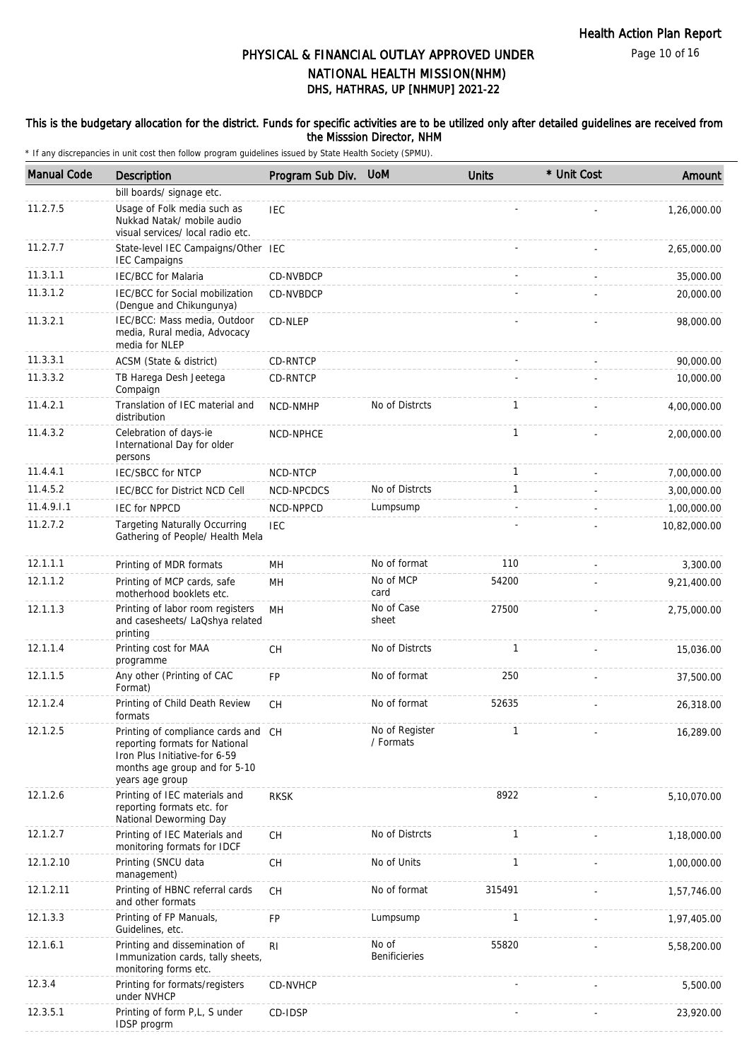# PHYSICAL & FINANCIAL OUTLAY APPROVED UNDER NATIONAL HEALTH MISSION(NHM)

## DHS, HATHRAS, UP [NHMUP] 2021-22

**This is the budgetary allocation for the district. Funds for specific activities are to be utilized only after detailed guidelines are received from the Misssion Director, NHM**

\* If any discrepancies in unit cost then follow program guidelines issued by State Health Society (SPMU).

| Manual Code | Description | Program Sub Div. | UoM | Units | * Unit Cost | Amount |
|---|---|---|---|---|---|---|
| | bill boards/ signage etc. | | | | | |
| 11.2.7.5 | Usage of Folk media such as Nukkad Natak/ mobile audio visual services/ local radio etc. | IEC | | - | - | 1,26,000.00 |
| 11.2.7.7 | State-level IEC Campaigns/Other IEC Campaigns | IEC | | - | - | 2,65,000.00 |
| 11.3.1.1 | IEC/BCC for Malaria | CD-NVBDCP | | - | - | 35,000.00 |
| 11.3.1.2 | IEC/BCC for Social mobilization (Dengue and Chikungunya) | CD-NVBDCP | | - | - | 20,000.00 |
| 11.3.2.1 | IEC/BCC: Mass media, Outdoor media, Rural media, Advocacy media for NLEP | CD-NLEP | | - | - | 98,000.00 |
| 11.3.3.1 | ACSM (State & district) | CD-RNTCP | | - | - | 90,000.00 |
| 11.3.3.2 | TB Harega Desh Jeetega Compaign | CD-RNTCP | | - | - | 10,000.00 |
| 11.4.2.1 | Translation of IEC material and distribution | NCD-NMHP | No of Distrcts | 1 | - | 4,00,000.00 |
| 11.4.3.2 | Celebration of days-ie International Day for older persons | NCD-NPHCE | | 1 | - | 2,00,000.00 |
| 11.4.4.1 | IEC/SBCC for NTCP | NCD-NTCP | | 1 | - | 7,00,000.00 |
| 11.4.5.2 | IEC/BCC for District NCD Cell | NCD-NPCDCS | No of Distrcts | 1 | - | 3,00,000.00 |
| 11.4.9.I.1 | IEC for NPPCD | NCD-NPPCD | Lumpsump | - | - | 1,00,000.00 |
| 11.2.7.2 | Targeting Naturally Occurring Gathering of People/ Health Mela | IEC | | - | - | 10,82,000.00 |
| 12.1.1.1 | Printing of MDR formats | MH | No of format | 110 | - | 3,300.00 |
| 12.1.1.2 | Printing of MCP cards, safe motherhood booklets etc. | MH | No of MCP card | 54200 | - | 9,21,400.00 |
| 12.1.1.3 | Printing of labor room registers and casesheets/ LaQshya related printing | MH | No of Case sheet | 27500 | - | 2,75,000.00 |
| 12.1.1.4 | Printing cost for MAA programme | CH | No of Distrcts | 1 | - | 15,036.00 |
| 12.1.1.5 | Any other (Printing of CAC Format) | FP | No of format | 250 | - | 37,500.00 |
| 12.1.2.4 | Printing of Child Death Review formats | CH | No of format | 52635 | - | 26,318.00 |
| 12.1.2.5 | Printing of compliance cards and reporting formats for National Iron Plus Initiative-for 6-59 months age group and for 5-10 years age group | CH | No of Register / Formats | 1 | - | 16,289.00 |
| 12.1.2.6 | Printing of IEC materials and reporting formats etc. for National Deworming Day | RKSK | | 8922 | - | 5,10,070.00 |
| 12.1.2.7 | Printing of IEC Materials and monitoring formats for IDCF | CH | No of Distrcts | 1 | - | 1,18,000.00 |
| 12.1.2.10 | Printing (SNCU data management) | CH | No of Units | 1 | - | 1,00,000.00 |
| 12.1.2.11 | Printing of HBNC referral cards and other formats | CH | No of format | 315491 | - | 1,57,746.00 |
| 12.1.3.3 | Printing of FP Manuals, Guidelines, etc. | FP | Lumpsump | 1 | - | 1,97,405.00 |
| 12.1.6.1 | Printing and dissemination of Immunization cards, tally sheets, monitoring forms etc. | RI | No of Benificieries | 55820 | - | 5,58,200.00 |
| 12.3.4 | Printing for formats/registers under NVHCP | CD-NVHCP | | - | - | 5,500.00 |
| 12.3.5.1 | Printing of form P,L, S under IDSP progrm | CD-IDSP | | - | - | 23,920.00 |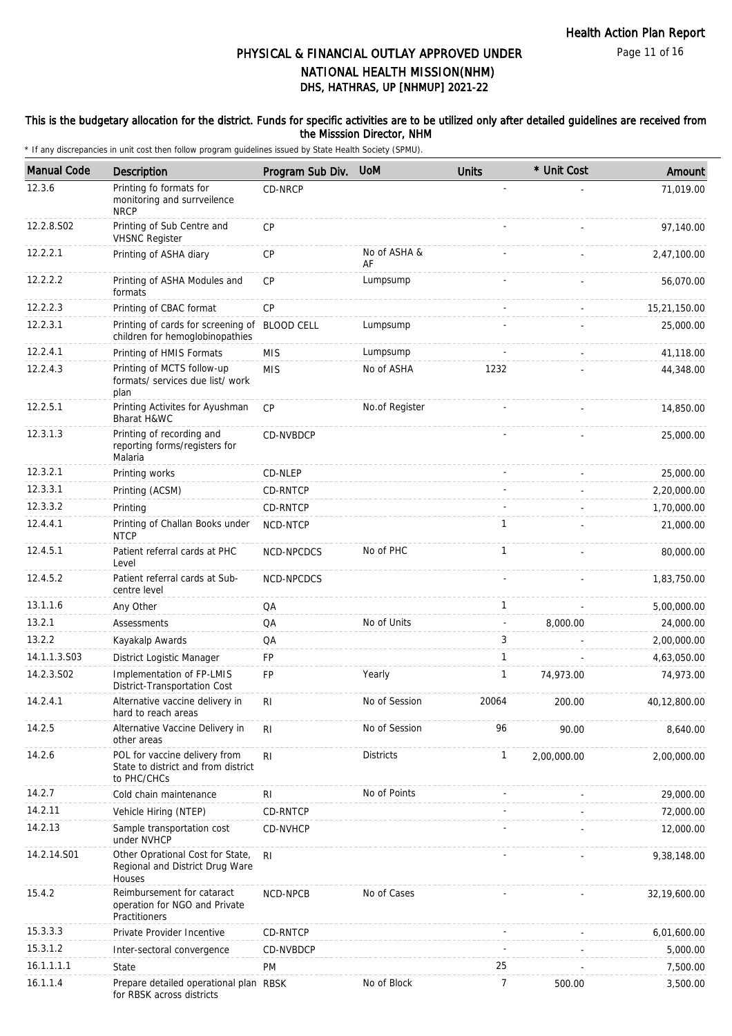# PHYSICAL & FINANCIAL OUTLAY APPROVED UNDER NATIONAL HEALTH MISSION(NHM)
## DHS, HATHRAS, UP [NHMUP] 2021-22

**This is the budgetary allocation for the district. Funds for specific activities are to be utilized only after detailed guidelines are received from the Misssion Director, NHM**

\* If any discrepancies in unit cost then follow program guidelines issued by State Health Society (SPMU).

| Manual Code | Description | Program Sub Div. | UoM | Units | * Unit Cost | Amount |
|---|---|---|---|---|---|---|
| 12.3.6 | Printing fo formats for monitoring and surrveilence NRCP | CD-NRCP | | - | - | 71,019.00 |
| 12.2.8.S02 | Printing of Sub Centre and VHSNC Register | CP | | - | - | 97,140.00 |
| 12.2.2.1 | Printing of ASHA diary | CP | No of ASHA & AF | - | - | 2,47,100.00 |
| 12.2.2.2 | Printing of ASHA Modules and formats | CP | Lumpsump | - | - | 56,070.00 |
| 12.2.2.3 | Printing of CBAC format | CP | | - | - | 15,21,150.00 |
| 12.2.3.1 | Printing of cards for screening of children for hemoglobinopathies | BLOOD CELL | Lumpsump | - | - | 25,000.00 |
| 12.2.4.1 | Printing of HMIS Formats | MIS | Lumpsump | - | - | 41,118.00 |
| 12.2.4.3 | Printing of MCTS follow-up formats/ services due list/ work plan | MIS | No of ASHA | 1232 | - | 44,348.00 |
| 12.2.5.1 | Printing Activites for Ayushman Bharat H&WC | CP | No.of Register | - | - | 14,850.00 |
| 12.3.1.3 | Printing of recording and reporting forms/registers for Malaria | CD-NVBDCP | | - | - | 25,000.00 |
| 12.3.2.1 | Printing works | CD-NLEP | | - | - | 25,000.00 |
| 12.3.3.1 | Printing (ACSM) | CD-RNTCP | | - | - | 2,20,000.00 |
| 12.3.3.2 | Printing | CD-RNTCP | | - | - | 1,70,000.00 |
| 12.4.4.1 | Printing of Challan Books under NTCP | NCD-NTCP | | 1 | - | 21,000.00 |
| 12.4.5.1 | Patient referral cards at PHC Level | NCD-NPCDCS | No of PHC | 1 | - | 80,000.00 |
| 12.4.5.2 | Patient referral cards at Sub-centre level | NCD-NPCDCS | | - | - | 1,83,750.00 |
| 13.1.1.6 | Any Other | QA | | 1 | - | 5,00,000.00 |
| 13.2.1 | Assessments | QA | No of Units | - | 8,000.00 | 24,000.00 |
| 13.2.2 | Kayakalp Awards | QA | | 3 | - | 2,00,000.00 |
| 14.1.1.3.S03 | District Logistic Manager | FP | | 1 | - | 4,63,050.00 |
| 14.2.3.S02 | Implementation of FP-LMIS District-Transportation Cost | FP | Yearly | 1 | 74,973.00 | 74,973.00 |
| 14.2.4.1 | Alternative vaccine delivery in hard to reach areas | RI | No of Session | 20064 | 200.00 | 40,12,800.00 |
| 14.2.5 | Alternative Vaccine Delivery in other areas | RI | No of Session | 96 | 90.00 | 8,640.00 |
| 14.2.6 | POL for vaccine delivery from State to district and from district to PHC/CHCs | RI | Districts | 1 | 2,00,000.00 | 2,00,000.00 |
| 14.2.7 | Cold chain maintenance | RI | No of Points | - | - | 29,000.00 |
| 14.2.11 | Vehicle Hiring (NTEP) | CD-RNTCP | | - | - | 72,000.00 |
| 14.2.13 | Sample transportation cost under NVHCP | CD-NVHCP | | - | - | 12,000.00 |
| 14.2.14.S01 | Other Oprational Cost for State, Regional and District Drug Ware Houses | RI | | - | - | 9,38,148.00 |
| 15.4.2 | Reimbursement for cataract operation for NGO and Private Practitioners | NCD-NPCB | No of Cases | - | - | 32,19,600.00 |
| 15.3.3.3 | Private Provider Incentive | CD-RNTCP | | - | - | 6,01,600.00 |
| 15.3.1.2 | Inter-sectoral convergence | CD-NVBDCP | | - | - | 5,000.00 |
| 16.1.1.1.1 | State | PM | | 25 | - | 7,500.00 |
| 16.1.1.4 | Prepare detailed operational plan for RBSK across districts | RBSK | No of Block | 7 | 500.00 | 3,500.00 |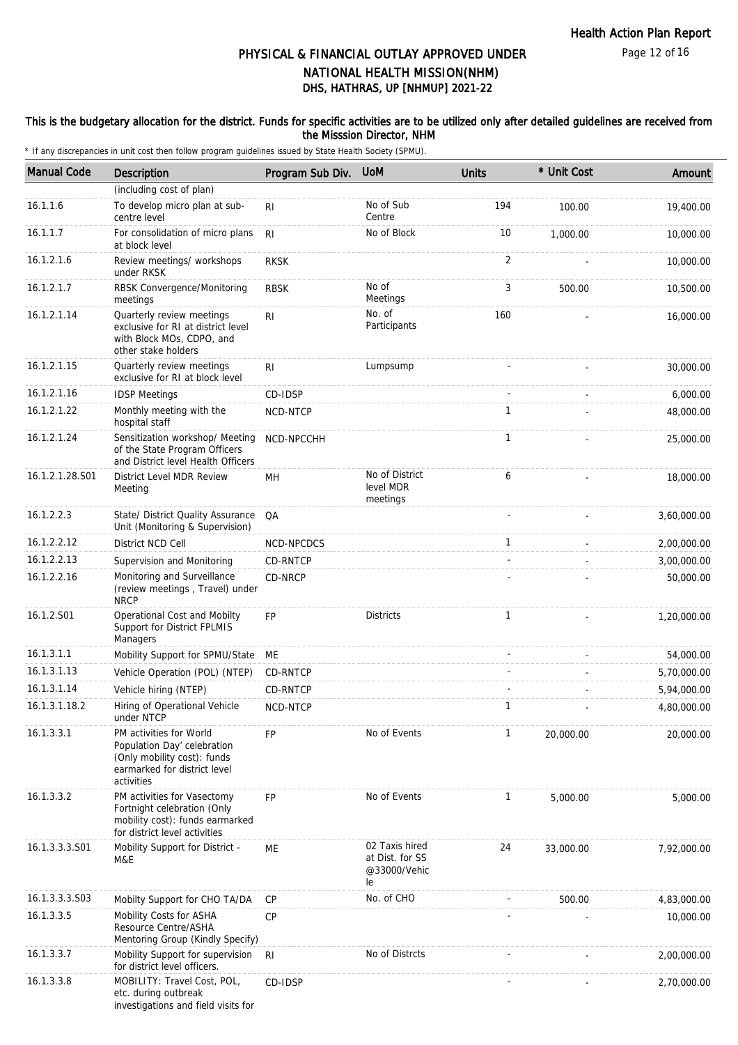# PHYSICAL & FINANCIAL OUTLAY APPROVED UNDER NATIONAL HEALTH MISSION(NHM)

## DHS, HATHRAS, UP [NHMUP] 2021-22

### This is the budgetary allocation for the district. Funds for specific activities are to be utilized only after detailed guidelines are received from the Misssion Director, NHM

\* If any discrepancies in unit cost then follow program guidelines issued by State Health Society (SPMU).

| Manual Code | Description | Program Sub Div. | UoM | Units | * Unit Cost | Amount |
|---|---|---|---|---|---|---|
| | (including cost of plan) | | | | | |
| 16.1.1.6 | To develop micro plan at sub-centre level | RI | No of Sub Centre | 194 | 100.00 | 19,400.00 |
| 16.1.1.7 | For consolidation of micro plans at block level | RI | No of Block | 10 | 1,000.00 | 10,000.00 |
| 16.1.2.1.6 | Review meetings/ workshops under RKSK | RKSK | | 2 | - | 10,000.00 |
| 16.1.2.1.7 | RBSK Convergence/Monitoring meetings | RBSK | No of Meetings | 3 | 500.00 | 10,500.00 |
| 16.1.2.1.14 | Quarterly review meetings exclusive for RI at district level with Block MOs, CDPO, and other stake holders | RI | No. of Participants | 160 | - | 16,000.00 |
| 16.1.2.1.15 | Quarterly review meetings exclusive for RI at block level | RI | Lumpsump | - | - | 30,000.00 |
| 16.1.2.1.16 | IDSP Meetings | CD-IDSP | | - | - | 6,000.00 |
| 16.1.2.1.22 | Monthly meeting with the hospital staff | NCD-NTCP | | 1 | - | 48,000.00 |
| 16.1.2.1.24 | Sensitization workshop/ Meeting of the State Program Officers and District level Health Officers | NCD-NPCCHH | | 1 | - | 25,000.00 |
| 16.1.2.1.28.S01 | District Level MDR Review Meeting | MH | No of District level MDR meetings | 6 | - | 18,000.00 |
| 16.1.2.2.3 | State/ District Quality Assurance Unit (Monitoring & Supervision) | QA | | - | - | 3,60,000.00 |
| 16.1.2.2.12 | District NCD Cell | NCD-NPCDCS | | 1 | - | 2,00,000.00 |
| 16.1.2.2.13 | Supervision and Monitoring | CD-RNTCP | | - | - | 3,00,000.00 |
| 16.1.2.2.16 | Monitoring and Surveillance (review meetings , Travel) under NRCP | CD-NRCP | | - | - | 50,000.00 |
| 16.1.2.S01 | Operational Cost and Mobilty Support for District FPLMIS Managers | FP | Districts | 1 | - | 1,20,000.00 |
| 16.1.3.1.1 | Mobility Support for SPMU/State | ME | | - | - | 54,000.00 |
| 16.1.3.1.13 | Vehicle Operation (POL) (NTEP) | CD-RNTCP | | - | - | 5,70,000.00 |
| 16.1.3.1.14 | Vehicle hiring (NTEP) | CD-RNTCP | | - | - | 5,94,000.00 |
| 16.1.3.1.18.2 | Hiring of Operational Vehicle under NTCP | NCD-NTCP | | 1 | - | 4,80,000.00 |
| 16.1.3.3.1 | PM activities for World Population Day' celebration (Only mobility cost): funds earmarked for district level activities | FP | No of Events | 1 | 20,000.00 | 20,000.00 |
| 16.1.3.3.2 | PM activities for Vasectomy Fortnight celebration (Only mobility cost): funds earmarked for district level activities | FP | No of Events | 1 | 5,000.00 | 5,000.00 |
| 16.1.3.3.3.S01 | Mobility Support for District - M&E | ME | 02 Taxis hired at Dist. for SS @33000/Vehicle | 24 | 33,000.00 | 7,92,000.00 |
| 16.1.3.3.3.S03 | Mobilty Support for CHO TA/DA | CP | No. of CHO | - | 500.00 | 4,83,000.00 |
| 16.1.3.3.5 | Mobility Costs for ASHA Resource Centre/ASHA Mentoring Group (Kindly Specify) | CP | | - | - | 10,000.00 |
| 16.1.3.3.7 | Mobility Support for supervision for district level officers. | RI | No of Distrcts | - | - | 2,00,000.00 |
| 16.1.3.3.8 | MOBILITY: Travel Cost, POL, etc. during outbreak investigations and field visits for | CD-IDSP | | - | - | 2,70,000.00 |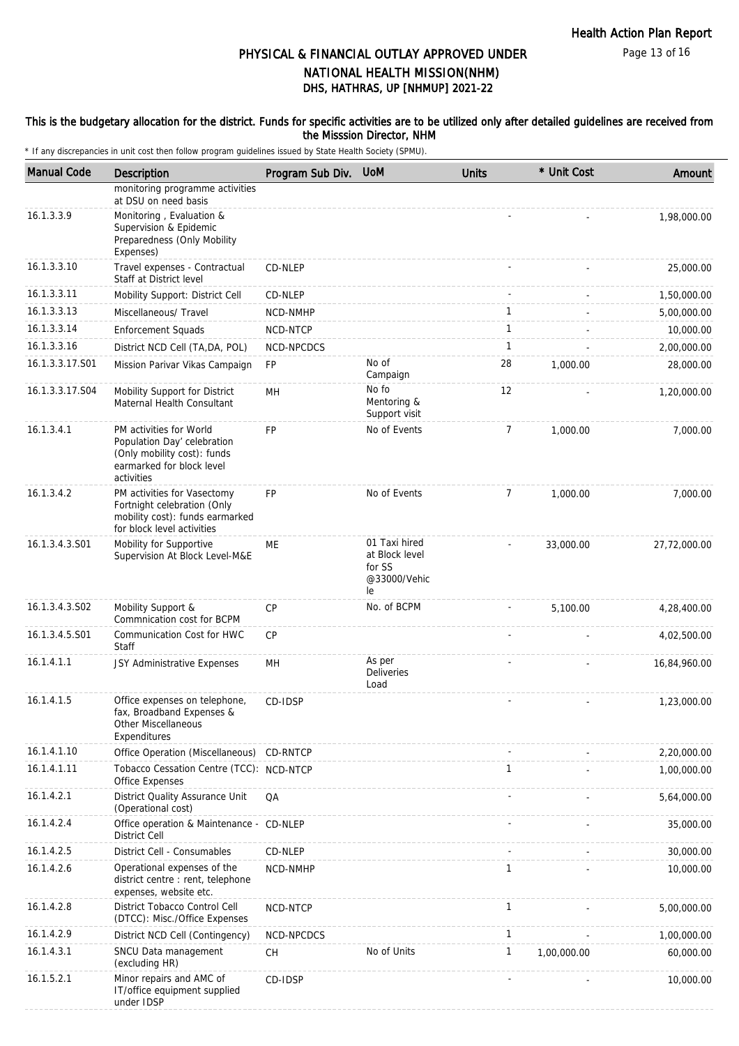# PHYSICAL & FINANCIAL OUTLAY APPROVED UNDER NATIONAL HEALTH MISSION(NHM)
## DHS, HATHRAS, UP [NHMUP] 2021-22

**This is the budgetary allocation for the district. Funds for specific activities are to be utilized only after detailed guidelines are received from the Misssion Director, NHM**

\* If any discrepancies in unit cost then follow program guidelines issued by State Health Society (SPMU).

| Manual Code | Description | Program Sub Div. | UoM | Units | * Unit Cost | Amount |
|---|---|---|---|---|---|---|
| | monitoring programme activities at DSU on need basis | | | | | |
| 16.1.3.3.9 | Monitoring , Evaluation & Supervision & Epidemic Preparedness (Only Mobility Expenses) | | | - | - | 1,98,000.00 |
| 16.1.3.3.10 | Travel expenses - Contractual Staff at District level | CD-NLEP | | - | - | 25,000.00 |
| 16.1.3.3.11 | Mobility Support: District Cell | CD-NLEP | | - | - | 1,50,000.00 |
| 16.1.3.3.13 | Miscellaneous/ Travel | NCD-NMHP | | 1 | - | 5,00,000.00 |
| 16.1.3.3.14 | Enforcement Squads | NCD-NTCP | | 1 | - | 10,000.00 |
| 16.1.3.3.16 | District NCD Cell (TA,DA, POL) | NCD-NPCDCS | | 1 | - | 2,00,000.00 |
| 16.1.3.3.17.S01 | Mission Parivar Vikas Campaign | FP | No of Campaign | 28 | 1,000.00 | 28,000.00 |
| 16.1.3.3.17.S04 | Mobility Support for District Maternal Health Consultant | MH | No fo Mentoring & Support visit | 12 | - | 1,20,000.00 |
| 16.1.3.4.1 | PM activities for World Population Day' celebration (Only mobility cost): funds earmarked for block level activities | FP | No of Events | 7 | 1,000.00 | 7,000.00 |
| 16.1.3.4.2 | PM activities for Vasectomy Fortnight celebration (Only mobility cost): funds earmarked for block level activities | FP | No of Events | 7 | 1,000.00 | 7,000.00 |
| 16.1.3.4.3.S01 | Mobility for Supportive Supervision At Block Level-M&E | ME | 01 Taxi hired at Block level for SS @33000/Vehicle | - | 33,000.00 | 27,72,000.00 |
| 16.1.3.4.3.S02 | Mobility Support & Commnication cost for BCPM | CP | No. of BCPM | - | 5,100.00 | 4,28,400.00 |
| 16.1.3.4.5.S01 | Communication Cost for HWC Staff | CP | | - | - | 4,02,500.00 |
| 16.1.4.1.1 | JSY Administrative Expenses | MH | As per Deliveries Load | - | - | 16,84,960.00 |
| 16.1.4.1.5 | Office expenses on telephone, fax, Broadband Expenses & Other Miscellaneous Expenditures | CD-IDSP | | - | - | 1,23,000.00 |
| 16.1.4.1.10 | Office Operation (Miscellaneous) | CD-RNTCP | | - | - | 2,20,000.00 |
| 16.1.4.1.11 | Tobacco Cessation Centre (TCC): Office Expenses | NCD-NTCP | | 1 | - | 1,00,000.00 |
| 16.1.4.2.1 | District Quality Assurance Unit (Operational cost) | QA | | - | - | 5,64,000.00 |
| 16.1.4.2.4 | Office operation & Maintenance - District Cell | CD-NLEP | | - | - | 35,000.00 |
| 16.1.4.2.5 | District Cell - Consumables | CD-NLEP | | - | - | 30,000.00 |
| 16.1.4.2.6 | Operational expenses of the district centre : rent, telephone expenses, website etc. | NCD-NMHP | | 1 | - | 10,000.00 |
| 16.1.4.2.8 | District Tobacco Control Cell (DTCC): Misc./Office Expenses | NCD-NTCP | | 1 | - | 5,00,000.00 |
| 16.1.4.2.9 | District NCD Cell (Contingency) | NCD-NPCDCS | | 1 | - | 1,00,000.00 |
| 16.1.4.3.1 | SNCU Data management (excluding HR) | CH | No of Units | 1 | 1,00,000.00 | 60,000.00 |
| 16.1.5.2.1 | Minor repairs and AMC of IT/office equipment supplied under IDSP | CD-IDSP | | - | - | 10,000.00 |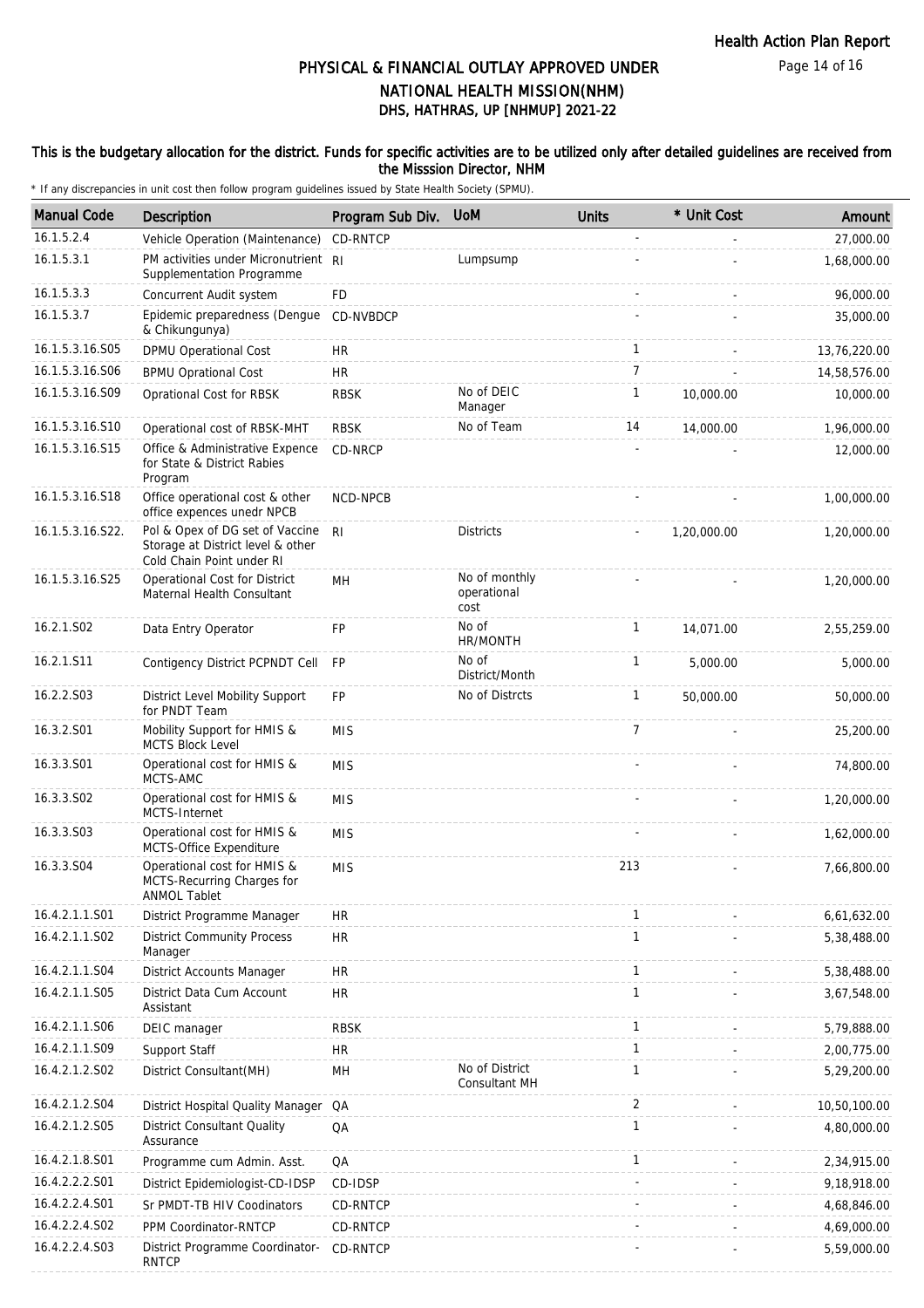# PHYSICAL & FINANCIAL OUTLAY APPROVED UNDER NATIONAL HEALTH MISSION(NHM)

## DHS, HATHRAS, UP [NHMUP] 2021-22

### This is the budgetary allocation for the district. Funds for specific activities are to be utilized only after detailed guidelines are received from the Misssion Director, NHM

\* If any discrepancies in unit cost then follow program guidelines issued by State Health Society (SPMU).

| Manual Code | Description | Program Sub Div. | UoM | Units | * Unit Cost | Amount |
|---|---|---|---|---|---|---|
| 16.1.5.2.4 | Vehicle Operation (Maintenance) | CD-RNTCP | | - | - | 27,000.00 |
| 16.1.5.3.1 | PM activities under Micronutrient Supplementation Programme | RI | Lumpsump | - | - | 1,68,000.00 |
| 16.1.5.3.3 | Concurrent Audit system | FD | | - | - | 96,000.00 |
| 16.1.5.3.7 | Epidemic preparedness (Dengue & Chikungunya) | CD-NVBDCP | | - | - | 35,000.00 |
| 16.1.5.3.16.S05 | DPMU Operational Cost | HR | | 1 | - | 13,76,220.00 |
| 16.1.5.3.16.S06 | BPMU Oprational Cost | HR | | 7 | - | 14,58,576.00 |
| 16.1.5.3.16.S09 | Oprational Cost for RBSK | RBSK | No of DEIC Manager | 1 | 10,000.00 | 10,000.00 |
| 16.1.5.3.16.S10 | Operational cost of RBSK-MHT | RBSK | No of Team | 14 | 14,000.00 | 1,96,000.00 |
| 16.1.5.3.16.S15 | Office & Administrative Expence for State & District Rabies Program | CD-NRCP | | - | - | 12,000.00 |
| 16.1.5.3.16.S18 | Office operational cost & other office expences unedr NPCB | NCD-NPCB | | - | - | 1,00,000.00 |
| 16.1.5.3.16.S22. | Pol & Opex of DG set of Vaccine Storage at District level & other Cold Chain Point under RI | RI | Districts | - | 1,20,000.00 | 1,20,000.00 |
| 16.1.5.3.16.S25 | Operational Cost for District Maternal Health Consultant | MH | No of monthly operational cost | - | - | 1,20,000.00 |
| 16.2.1.S02 | Data Entry Operator | FP | No of HR/MONTH | 1 | 14,071.00 | 2,55,259.00 |
| 16.2.1.S11 | Contigency District PCPNDT Cell | FP | No of District/Month | 1 | 5,000.00 | 5,000.00 |
| 16.2.2.S03 | District Level Mobility Support for PNDT Team | FP | No of Distrcts | 1 | 50,000.00 | 50,000.00 |
| 16.3.2.S01 | Mobility Support for HMIS & MCTS Block Level | MIS | | 7 | - | 25,200.00 |
| 16.3.3.S01 | Operational cost for HMIS & MCTS-AMC | MIS | | - | - | 74,800.00 |
| 16.3.3.S02 | Operational cost for HMIS & MCTS-Internet | MIS | | - | - | 1,20,000.00 |
| 16.3.3.S03 | Operational cost for HMIS & MCTS-Office Expenditure | MIS | | - | - | 1,62,000.00 |
| 16.3.3.S04 | Operational cost for HMIS & MCTS-Recurring Charges for ANMOL Tablet | MIS | | 213 | - | 7,66,800.00 |
| 16.4.2.1.1.S01 | District Programme Manager | HR | | 1 | - | 6,61,632.00 |
| 16.4.2.1.1.S02 | District Community Process Manager | HR | | 1 | - | 5,38,488.00 |
| 16.4.2.1.1.S04 | District Accounts Manager | HR | | 1 | - | 5,38,488.00 |
| 16.4.2.1.1.S05 | District Data Cum Account Assistant | HR | | 1 | - | 3,67,548.00 |
| 16.4.2.1.1.S06 | DEIC manager | RBSK | | 1 | - | 5,79,888.00 |
| 16.4.2.1.1.S09 | Support Staff | HR | | 1 | - | 2,00,775.00 |
| 16.4.2.1.2.S02 | District Consultant(MH) | MH | No of District Consultant MH | 1 | - | 5,29,200.00 |
| 16.4.2.1.2.S04 | District Hospital Quality Manager | QA | | 2 | - | 10,50,100.00 |
| 16.4.2.1.2.S05 | District Consultant Quality Assurance | QA | | 1 | - | 4,80,000.00 |
| 16.4.2.1.8.S01 | Programme cum Admin. Asst. | QA | | 1 | - | 2,34,915.00 |
| 16.4.2.2.2.S01 | District Epidemiologist-CD-IDSP | CD-IDSP | | - | - | 9,18,918.00 |
| 16.4.2.2.4.S01 | Sr PMDT-TB HIV Coodinators | CD-RNTCP | | - | - | 4,68,846.00 |
| 16.4.2.2.4.S02 | PPM Coordinator-RNTCP | CD-RNTCP | | - | - | 4,69,000.00 |
| 16.4.2.2.4.S03 | District Programme Coordinator-RNTCP | CD-RNTCP | | - | - | 5,59,000.00 |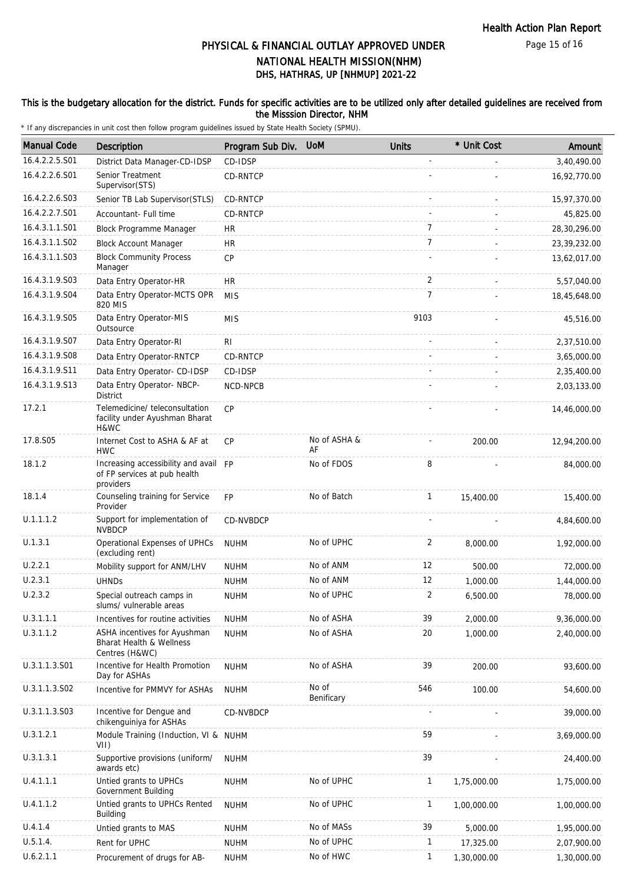# PHYSICAL & FINANCIAL OUTLAY APPROVED UNDER NATIONAL HEALTH MISSION(NHM)
## DHS, HATHRAS, UP [NHMUP] 2021-22

**This is the budgetary allocation for the district. Funds for specific activities are to be utilized only after detailed guidelines are received from the Misssion Director, NHM**

\* If any discrepancies in unit cost then follow program guidelines issued by State Health Society (SPMU).

| Manual Code | Description | Program Sub Div. | UoM | Units | * Unit Cost | Amount |
|---|---|---|---|---|---|---|
| 16.4.2.2.5.S01 | District Data Manager-CD-IDSP | CD-IDSP | | - | - | 3,40,490.00 |
| 16.4.2.2.6.S01 | Senior Treatment Supervisor(STS) | CD-RNTCP | | - | - | 16,92,770.00 |
| 16.4.2.2.6.S03 | Senior TB Lab Supervisor(STLS) | CD-RNTCP | | - | - | 15,97,370.00 |
| 16.4.2.2.7.S01 | Accountant- Full time | CD-RNTCP | | - | - | 45,825.00 |
| 16.4.3.1.1.S01 | Block Programme Manager | HR | | 7 | - | 28,30,296.00 |
| 16.4.3.1.1.S02 | Block Account Manager | HR | | 7 | - | 23,39,232.00 |
| 16.4.3.1.1.S03 | Block Community Process Manager | CP | | - | - | 13,62,017.00 |
| 16.4.3.1.9.S03 | Data Entry Operator-HR | HR | | 2 | - | 5,57,040.00 |
| 16.4.3.1.9.S04 | Data Entry Operator-MCTS OPR 820 MIS | MIS | | 7 | - | 18,45,648.00 |
| 16.4.3.1.9.S05 | Data Entry Operator-MIS Outsource | MIS | | 9103 | - | 45,516.00 |
| 16.4.3.1.9.S07 | Data Entry Operator-RI | RI | | - | - | 2,37,510.00 |
| 16.4.3.1.9.S08 | Data Entry Operator-RNTCP | CD-RNTCP | | - | - | 3,65,000.00 |
| 16.4.3.1.9.S11 | Data Entry Operator- CD-IDSP | CD-IDSP | | - | - | 2,35,400.00 |
| 16.4.3.1.9.S13 | Data Entry Operator- NBCP-District | NCD-NPCB | | - | - | 2,03,133.00 |
| 17.2.1 | Telemedicine/ teleconsultation facility under Ayushman Bharat H&WC | CP | | - | - | 14,46,000.00 |
| 17.8.S05 | Internet Cost to ASHA & AF at HWC | CP | No of ASHA & AF | - | 200.00 | 12,94,200.00 |
| 18.1.2 | Increasing accessibility and avail of FP services at pub health providers | FP | No of FDOS | 8 | - | 84,000.00 |
| 18.1.4 | Counseling training for Service Provider | FP | No of Batch | 1 | 15,400.00 | 15,400.00 |
| U.1.1.1.2 | Support for implementation of NVBDCP | CD-NVBDCP | | - | - | 4,84,600.00 |
| U.1.3.1 | Operational Expenses of UPHCs (excluding rent) | NUHM | No of UPHC | 2 | 8,000.00 | 1,92,000.00 |
| U.2.2.1 | Mobility support for ANM/LHV | NUHM | No of ANM | 12 | 500.00 | 72,000.00 |
| U.2.3.1 | UHNDs | NUHM | No of ANM | 12 | 1,000.00 | 1,44,000.00 |
| U.2.3.2 | Special outreach camps in slums/ vulnerable areas | NUHM | No of UPHC | 2 | 6,500.00 | 78,000.00 |
| U.3.1.1.1 | Incentives for routine activities | NUHM | No of ASHA | 39 | 2,000.00 | 9,36,000.00 |
| U.3.1.1.2 | ASHA incentives for Ayushman Bharat Health & Wellness Centres (H&WC) | NUHM | No of ASHA | 20 | 1,000.00 | 2,40,000.00 |
| U.3.1.1.3.S01 | Incentive for Health Promotion Day for ASHAs | NUHM | No of ASHA | 39 | 200.00 | 93,600.00 |
| U.3.1.1.3.S02 | Incentive for PMMVY for ASHAs | NUHM | No of Benificary | 546 | 100.00 | 54,600.00 |
| U.3.1.1.3.S03 | Incentive for Dengue and chikenguiniya for ASHAs | CD-NVBDCP | | - | - | 39,000.00 |
| U.3.1.2.1 | Module Training (Induction, VI & VII) | NUHM | | 59 | - | 3,69,000.00 |
| U.3.1.3.1 | Supportive provisions (uniform/ awards etc) | NUHM | | 39 | - | 24,400.00 |
| U.4.1.1.1 | Untied grants to UPHCs Government Building | NUHM | No of UPHC | 1 | 1,75,000.00 | 1,75,000.00 |
| U.4.1.1.2 | Untied grants to UPHCs Rented Building | NUHM | No of UPHC | 1 | 1,00,000.00 | 1,00,000.00 |
| U.4.1.4 | Untied grants to MAS | NUHM | No of MASs | 39 | 5,000.00 | 1,95,000.00 |
| U.5.1.4. | Rent for UPHC | NUHM | No of UPHC | 1 | 17,325.00 | 2,07,900.00 |
| U.6.2.1.1 | Procurement of drugs for AB- | NUHM | No of HWC | 1 | 1,30,000.00 | 1,30,000.00 |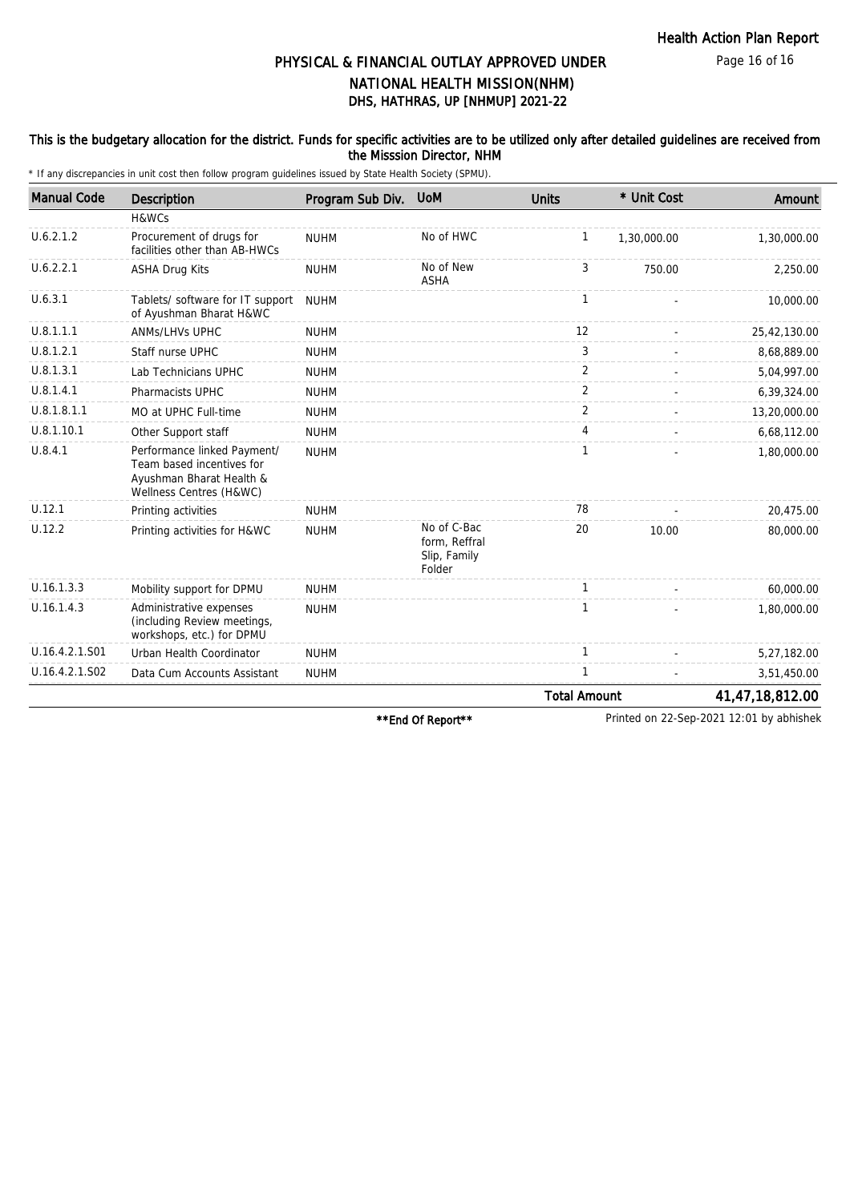# PHYSICAL & FINANCIAL OUTLAY APPROVED UNDER NATIONAL HEALTH MISSION(NHM)

## DHS, HATHRAS, UP [NHMUP] 2021-22

**This is the budgetary allocation for the district. Funds for specific activities are to be utilized only after detailed guidelines are received from the Misssion Director, NHM**

* If any discrepancies in unit cost then follow program guidelines issued by State Health Society (SPMU).

| Manual Code | Description | Program Sub Div. | UoM | Units | * Unit Cost | Amount |
|---|---|---|---|---|---|---|
| | H&WCs | | | | | |
| U.6.2.1.2 | Procurement of drugs for facilities other than AB-HWCs | NUHM | No of HWC | 1 | 1,30,000.00 | 1,30,000.00 |
| U.6.2.2.1 | ASHA Drug Kits | NUHM | No of New ASHA | 3 | 750.00 | 2,250.00 |
| U.6.3.1 | Tablets/ software for IT support of Ayushman Bharat H&WC | NUHM | | 1 | - | 10,000.00 |
| U.8.1.1.1 | ANMs/LHVs UPHC | NUHM | | 12 | - | 25,42,130.00 |
| U.8.1.2.1 | Staff nurse UPHC | NUHM | | 3 | - | 8,68,889.00 |
| U.8.1.3.1 | Lab Technicians UPHC | NUHM | | 2 | - | 5,04,997.00 |
| U.8.1.4.1 | Pharmacists UPHC | NUHM | | 2 | - | 6,39,324.00 |
| U.8.1.8.1.1 | MO at UPHC Full-time | NUHM | | 2 | - | 13,20,000.00 |
| U.8.1.10.1 | Other Support staff | NUHM | | 4 | - | 6,68,112.00 |
| U.8.4.1 | Performance linked Payment/ Team based incentives for Ayushman Bharat Health & Wellness Centres (H&WC) | NUHM | | 1 | - | 1,80,000.00 |
| U.12.1 | Printing activities | NUHM | | 78 | - | 20,475.00 |
| U.12.2 | Printing activities for H&WC | NUHM | No of C-Bac form, Reffral Slip, Family Folder | 20 | 10.00 | 80,000.00 |
| U.16.1.3.3 | Mobility support for DPMU | NUHM | | 1 | - | 60,000.00 |
| U.16.1.4.3 | Administrative expenses (including Review meetings, workshops, etc.) for DPMU | NUHM | | 1 | - | 1,80,000.00 |
| U.16.4.2.1.S01 | Urban Health Coordinator | NUHM | | 1 | - | 5,27,182.00 |
| U.16.4.2.1.S02 | Data Cum Accounts Assistant | NUHM | | 1 | - | 3,51,450.00 |
| | | | | Total Amount | | 41,47,18,812.00 |

**End Of Report**

Printed on 22-Sep-2021 12:01 by abhishek